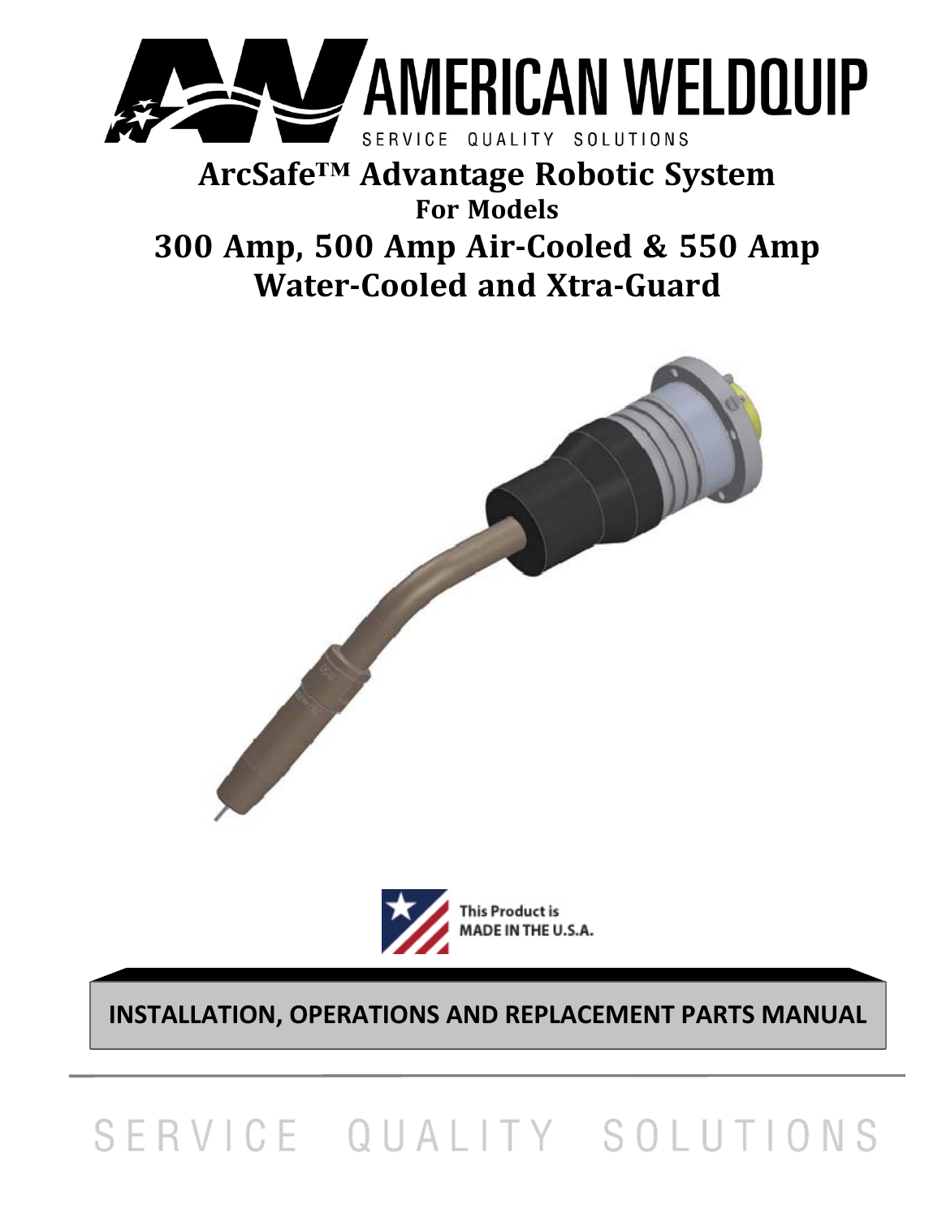# AMERICAN WELDQUIP

SERVICE QUALITY SOLUTIONS

# ArcSafe™ Advantage Robotic System

## For Models

# 300 Amp, 500 Amp Air-Cooled & 550 Amp Water-Cooled and Xtra-Guard

This Product is MADE IN THE U.S.A.

**INSTALLATION, OPERATIONS AND REPLACEMENT PARTS MANUAL**

SERVICE QUALITY SOLUTIONS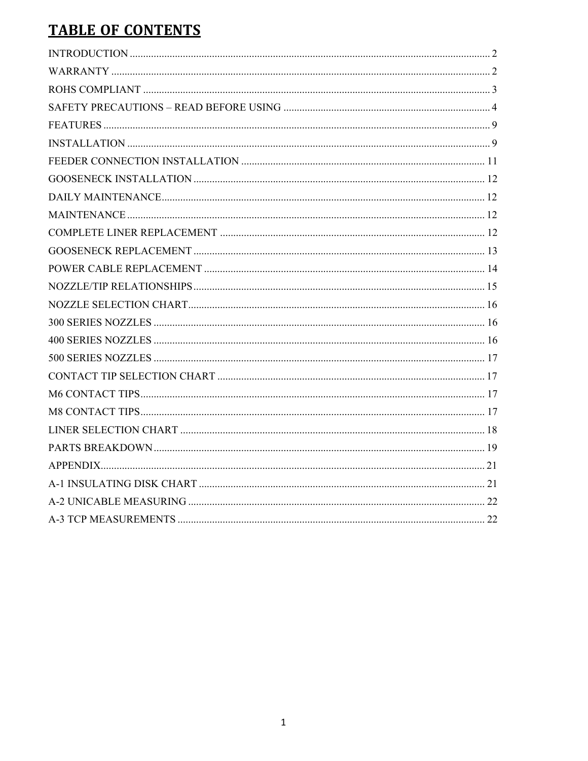# TABLE OF CONTENTS

INTRODUCTION ........................................................................................................................ 2
WARRANTY ............................................................................................................................ 2
ROHS COMPLIANT ................................................................................................................. 3
SAFETY PRECAUTIONS – READ BEFORE USING ............................................................. 4
FEATURES ............................................................................................................................... 9
INSTALLATION ....................................................................................................................... 9
FEEDER CONNECTION INSTALLATION ........................................................................... 11
GOOSENECK INSTALLATION ............................................................................................. 12
DAILY MAINTENANCE......................................................................................................... 12
MAINTENANCE ...................................................................................................................... 12
COMPLETE LINER REPLACEMENT ................................................................................... 12
GOOSENECK REPLACEMENT ............................................................................................. 13
POWER CABLE REPLACEMENT ......................................................................................... 14
NOZZLE/TIP RELATIONSHIPS............................................................................................. 15
NOZZLE SELECTION CHART............................................................................................... 16
300 SERIES NOZZLES ............................................................................................................ 16
400 SERIES NOZZLES ............................................................................................................ 16
500 SERIES NOZZLES ............................................................................................................ 17
CONTACT TIP SELECTION CHART .................................................................................... 17
M6 CONTACT TIPS................................................................................................................. 17
M8 CONTACT TIPS................................................................................................................. 17
LINER SELECTION CHART .................................................................................................. 18
PARTS BREAKDOWN............................................................................................................ 19
APPENDIX................................................................................................................................ 21
A-1 INSULATING DISK CHART ........................................................................................... 21
A-2 UNICABLE MEASURING ................................................................................................ 22
A-3 TCP MEASUREMENTS ................................................................................................... 22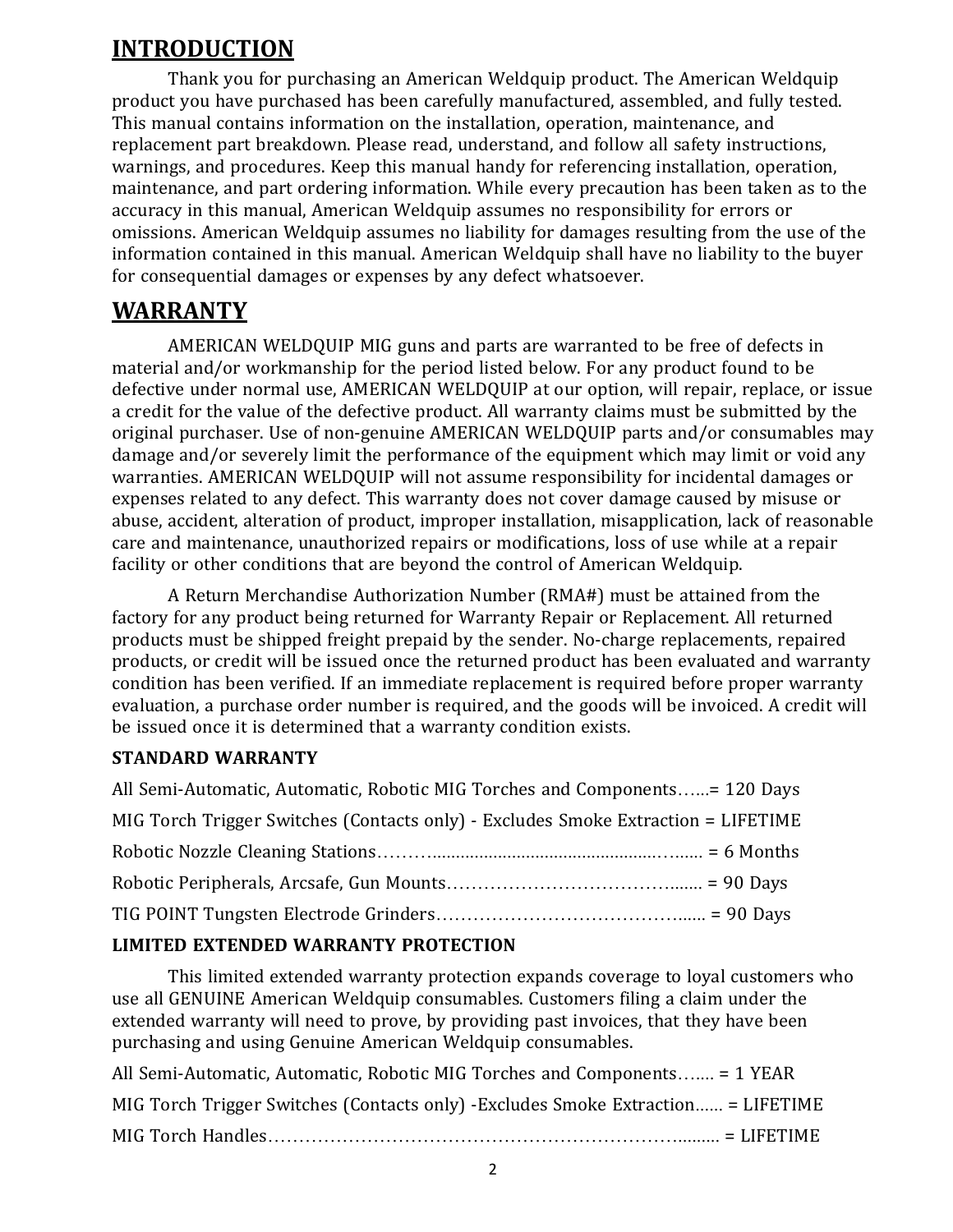## INTRODUCTION

Thank you for purchasing an American Weldquip product. The American Weldquip product you have purchased has been carefully manufactured, assembled, and fully tested. This manual contains information on the installation, operation, maintenance, and replacement part breakdown. Please read, understand, and follow all safety instructions, warnings, and procedures. Keep this manual handy for referencing installation, operation, maintenance, and part ordering information. While every precaution has been taken as to the accuracy in this manual, American Weldquip assumes no responsibility for errors or omissions. American Weldquip assumes no liability for damages resulting from the use of the information contained in this manual. American Weldquip shall have no liability to the buyer for consequential damages or expenses by any defect whatsoever.

## WARRANTY

AMERICAN WELDQUIP MIG guns and parts are warranted to be free of defects in material and/or workmanship for the period listed below. For any product found to be defective under normal use, AMERICAN WELDQUIP at our option, will repair, replace, or issue a credit for the value of the defective product. All warranty claims must be submitted by the original purchaser. Use of non-genuine AMERICAN WELDQUIP parts and/or consumables may damage and/or severely limit the performance of the equipment which may limit or void any warranties. AMERICAN WELDQUIP will not assume responsibility for incidental damages or expenses related to any defect. This warranty does not cover damage caused by misuse or abuse, accident, alteration of product, improper installation, misapplication, lack of reasonable care and maintenance, unauthorized repairs or modifications, loss of use while at a repair facility or other conditions that are beyond the control of American Weldquip.

A Return Merchandise Authorization Number (RMA#) must be attained from the factory for any product being returned for Warranty Repair or Replacement. All returned products must be shipped freight prepaid by the sender. No-charge replacements, repaired products, or credit will be issued once the returned product has been evaluated and warranty condition has been verified. If an immediate replacement is required before proper warranty evaluation, a purchase order number is required, and the goods will be invoiced. A credit will be issued once it is determined that a warranty condition exists.

**STANDARD WARRANTY**

All Semi-Automatic, Automatic, Robotic MIG Torches and Components…...= 120 Days

MIG Torch Trigger Switches (Contacts only) - Excludes Smoke Extraction = LIFETIME

Robotic Nozzle Cleaning Stations………............................................….…. = 6 Months

Robotic Peripherals, Arcsafe, Gun Mounts…………………………………....... = 90 Days

TIG POINT Tungsten Electrode Grinders……………………………………...... = 90 Days

**LIMITED EXTENDED WARRANTY PROTECTION**

This limited extended warranty protection expands coverage to loyal customers who use all GENUINE American Weldquip consumables. Customers filing a claim under the extended warranty will need to prove, by providing past invoices, that they have been purchasing and using Genuine American Weldquip consumables.

All Semi-Automatic, Automatic, Robotic MIG Torches and Components…..… = 1 YEAR

MIG Torch Trigger Switches (Contacts only) -Excludes Smoke Extraction…… = LIFETIME

MIG Torch Handles……………………………………………………………......... = LIFETIME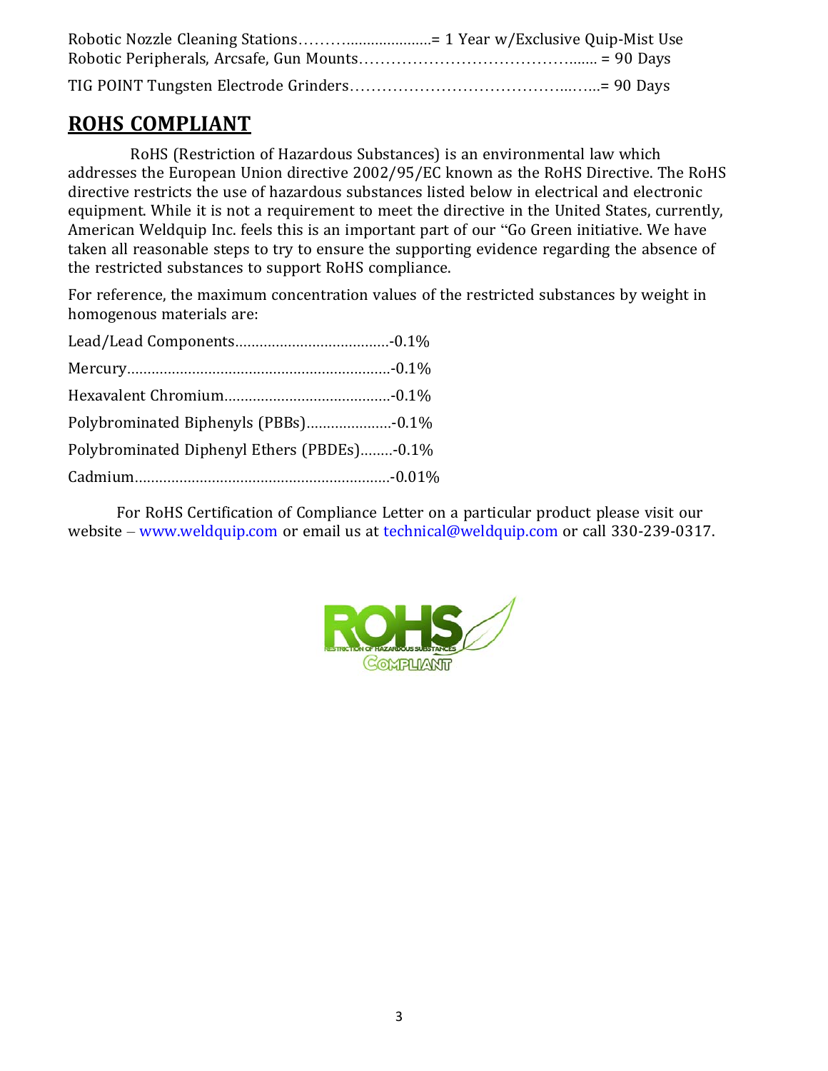Robotic Nozzle Cleaning Stations………....................= 1 Year w/Exclusive Quip-Mist Use
Robotic Peripherals, Arcsafe, Gun Mounts……………………………………....... = 90 Days

TIG POINT Tungsten Electrode Grinders…………………………………...…...= 90 Days

## ROHS COMPLIANT

RoHS (Restriction of Hazardous Substances) is an environmental law which addresses the European Union directive 2002/95/EC known as the RoHS Directive. The RoHS directive restricts the use of hazardous substances listed below in electrical and electronic equipment. While it is not a requirement to meet the directive in the United States, currently, American Weldquip Inc. feels this is an important part of our "Go Green initiative. We have taken all reasonable steps to try to ensure the supporting evidence regarding the absence of the restricted substances to support RoHS compliance.

For reference, the maximum concentration values of the restricted substances by weight in homogenous materials are:

Lead/Lead Components…………………………………-0.1%

Mercury…………………………………………………………-0.1%

Hexavalent Chromium……………………………………-0.1%

Polybrominated Biphenyls (PBBs)…………………-0.1%

Polybrominated Diphenyl Ethers (PBDEs)……..-0.1%

Cadmium………………………………………………………-0.01%

For RoHS Certification of Compliance Letter on a particular product please visit our website – www.weldquip.com or email us at technical@weldquip.com or call 330-239-0317.

ROHS RESTRICTION OF HAZARDOUS SUBSTANCES COMPLIANT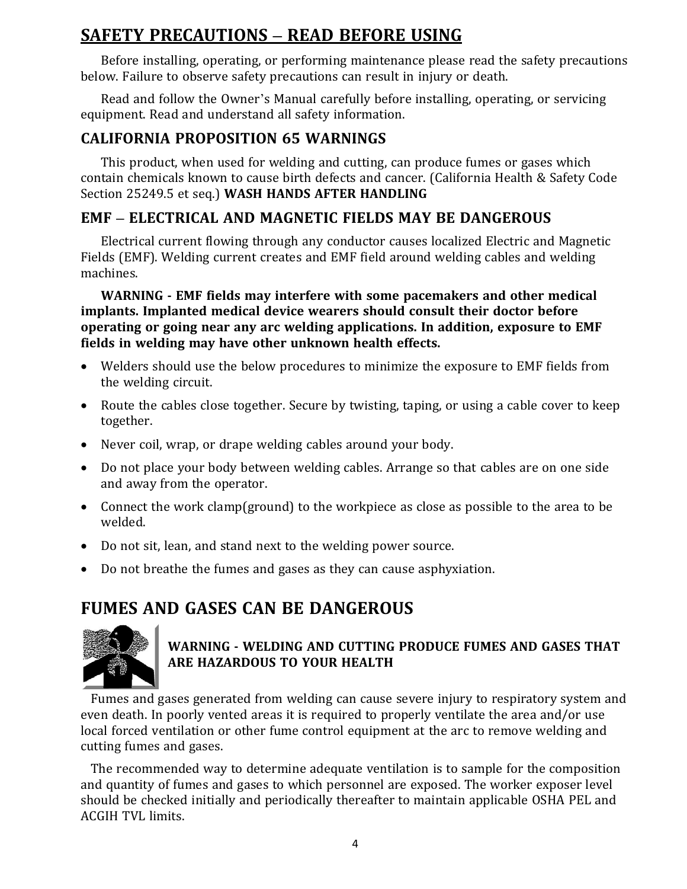## SAFETY PRECAUTIONS – READ BEFORE USING

Before installing, operating, or performing maintenance please read the safety precautions below. Failure to observe safety precautions can result in injury or death.

Read and follow the Owner's Manual carefully before installing, operating, or servicing equipment. Read and understand all safety information.

### CALIFORNIA PROPOSITION 65 WARNINGS

This product, when used for welding and cutting, can produce fumes or gases which contain chemicals known to cause birth defects and cancer. (California Health & Safety Code Section 25249.5 et seq.) **WASH HANDS AFTER HANDLING**

### EMF – ELECTRICAL AND MAGNETIC FIELDS MAY BE DANGEROUS

Electrical current flowing through any conductor causes localized Electric and Magnetic Fields (EMF). Welding current creates and EMF field around welding cables and welding machines.

**WARNING - EMF fields may interfere with some pacemakers and other medical implants. Implanted medical device wearers should consult their doctor before operating or going near any arc welding applications. In addition, exposure to EMF fields in welding may have other unknown health effects.**

- Welders should use the below procedures to minimize the exposure to EMF fields from the welding circuit.
- Route the cables close together. Secure by twisting, taping, or using a cable cover to keep together.
- Never coil, wrap, or drape welding cables around your body.
- Do not place your body between welding cables. Arrange so that cables are on one side and away from the operator.
- Connect the work clamp(ground) to the workpiece as close as possible to the area to be welded.
- Do not sit, lean, and stand next to the welding power source.
- Do not breathe the fumes and gases as they can cause asphyxiation.

## FUMES AND GASES CAN BE DANGEROUS

**WARNING - WELDING AND CUTTING PRODUCE FUMES AND GASES THAT ARE HAZARDOUS TO YOUR HEALTH**

Fumes and gases generated from welding can cause severe injury to respiratory system and even death. In poorly vented areas it is required to properly ventilate the area and/or use local forced ventilation or other fume control equipment at the arc to remove welding and cutting fumes and gases.

The recommended way to determine adequate ventilation is to sample for the composition and quantity of fumes and gases to which personnel are exposed. The worker exposer level should be checked initially and periodically thereafter to maintain applicable OSHA PEL and ACGIH TVL limits.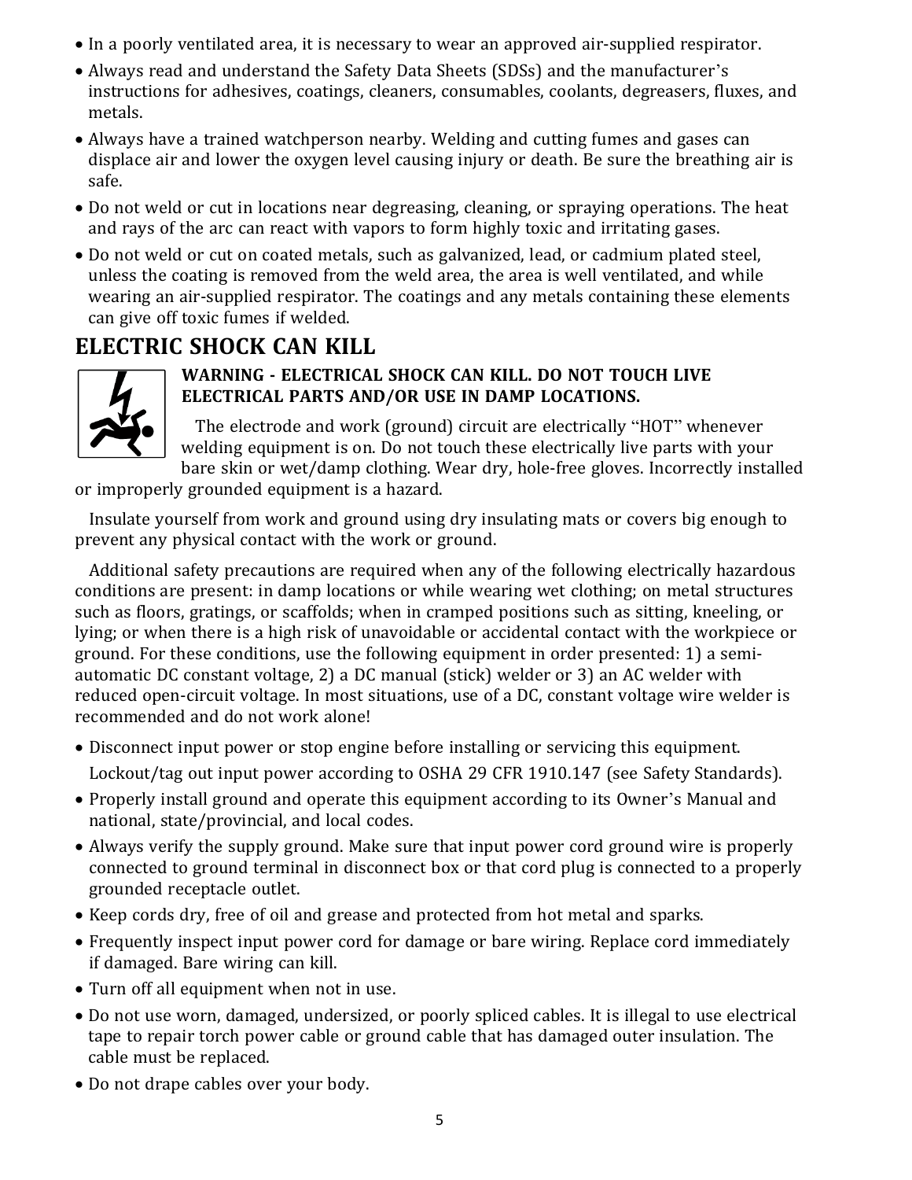- In a poorly ventilated area, it is necessary to wear an approved air-supplied respirator.
- Always read and understand the Safety Data Sheets (SDSs) and the manufacturer's instructions for adhesives, coatings, cleaners, consumables, coolants, degreasers, fluxes, and metals.
- Always have a trained watchperson nearby. Welding and cutting fumes and gases can displace air and lower the oxygen level causing injury or death. Be sure the breathing air is safe.
- Do not weld or cut in locations near degreasing, cleaning, or spraying operations. The heat and rays of the arc can react with vapors to form highly toxic and irritating gases.
- Do not weld or cut on coated metals, such as galvanized, lead, or cadmium plated steel, unless the coating is removed from the weld area, the area is well ventilated, and while wearing an air-supplied respirator. The coatings and any metals containing these elements can give off toxic fumes if welded.

## ELECTRIC SHOCK CAN KILL

**WARNING - ELECTRICAL SHOCK CAN KILL. DO NOT TOUCH LIVE ELECTRICAL PARTS AND/OR USE IN DAMP LOCATIONS.**

The electrode and work (ground) circuit are electrically "HOT" whenever welding equipment is on. Do not touch these electrically live parts with your bare skin or wet/damp clothing. Wear dry, hole-free gloves. Incorrectly installed or improperly grounded equipment is a hazard.

Insulate yourself from work and ground using dry insulating mats or covers big enough to prevent any physical contact with the work or ground.

Additional safety precautions are required when any of the following electrically hazardous conditions are present: in damp locations or while wearing wet clothing; on metal structures such as floors, gratings, or scaffolds; when in cramped positions such as sitting, kneeling, or lying; or when there is a high risk of unavoidable or accidental contact with the workpiece or ground. For these conditions, use the following equipment in order presented: 1) a semi-automatic DC constant voltage, 2) a DC manual (stick) welder or 3) an AC welder with reduced open-circuit voltage. In most situations, use of a DC, constant voltage wire welder is recommended and do not work alone!

- Disconnect input power or stop engine before installing or servicing this equipment.

  Lockout/tag out input power according to OSHA 29 CFR 1910.147 (see Safety Standards).
- Properly install ground and operate this equipment according to its Owner's Manual and national, state/provincial, and local codes.
- Always verify the supply ground. Make sure that input power cord ground wire is properly connected to ground terminal in disconnect box or that cord plug is connected to a properly grounded receptacle outlet.
- Keep cords dry, free of oil and grease and protected from hot metal and sparks.
- Frequently inspect input power cord for damage or bare wiring. Replace cord immediately if damaged. Bare wiring can kill.
- Turn off all equipment when not in use.
- Do not use worn, damaged, undersized, or poorly spliced cables. It is illegal to use electrical tape to repair torch power cable or ground cable that has damaged outer insulation. The cable must be replaced.
- Do not drape cables over your body.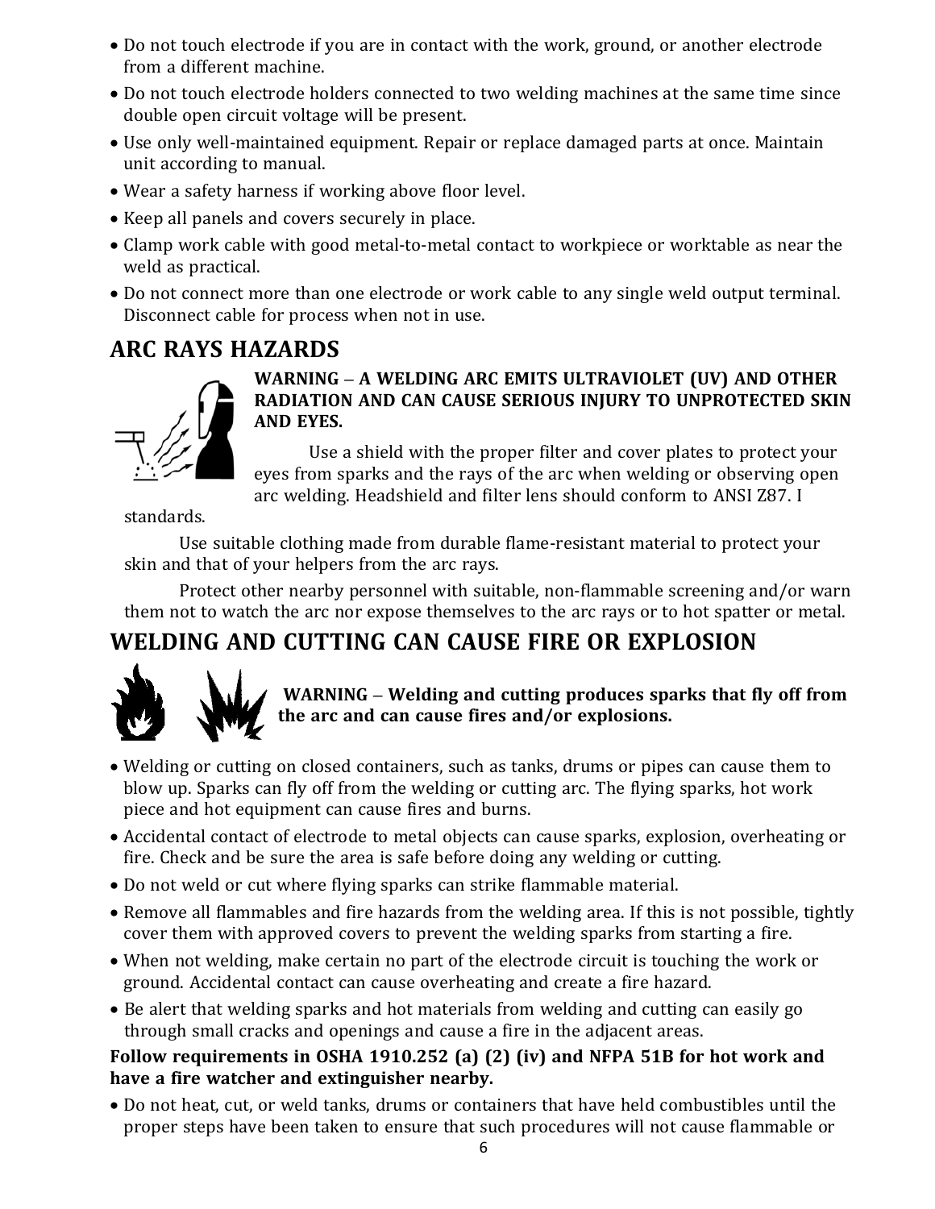- Do not touch electrode if you are in contact with the work, ground, or another electrode from a different machine.
- Do not touch electrode holders connected to two welding machines at the same time since double open circuit voltage will be present.
- Use only well-maintained equipment. Repair or replace damaged parts at once. Maintain unit according to manual.
- Wear a safety harness if working above floor level.
- Keep all panels and covers securely in place.
- Clamp work cable with good metal-to-metal contact to workpiece or worktable as near the weld as practical.
- Do not connect more than one electrode or work cable to any single weld output terminal. Disconnect cable for process when not in use.

## ARC RAYS HAZARDS

**WARNING – A WELDING ARC EMITS ULTRAVIOLET (UV) AND OTHER RADIATION AND CAN CAUSE SERIOUS INJURY TO UNPROTECTED SKIN AND EYES.**

Use a shield with the proper filter and cover plates to protect your eyes from sparks and the rays of the arc when welding or observing open arc welding. Headshield and filter lens should conform to ANSI Z87. I standards.

Use suitable clothing made from durable flame-resistant material to protect your skin and that of your helpers from the arc rays.

Protect other nearby personnel with suitable, non-flammable screening and/or warn them not to watch the arc nor expose themselves to the arc rays or to hot spatter or metal.

## WELDING AND CUTTING CAN CAUSE FIRE OR EXPLOSION

**WARNING – Welding and cutting produces sparks that fly off from the arc and can cause fires and/or explosions.**

- Welding or cutting on closed containers, such as tanks, drums or pipes can cause them to blow up. Sparks can fly off from the welding or cutting arc. The flying sparks, hot work piece and hot equipment can cause fires and burns.
- Accidental contact of electrode to metal objects can cause sparks, explosion, overheating or fire. Check and be sure the area is safe before doing any welding or cutting.
- Do not weld or cut where flying sparks can strike flammable material.
- Remove all flammables and fire hazards from the welding area. If this is not possible, tightly cover them with approved covers to prevent the welding sparks from starting a fire.
- When not welding, make certain no part of the electrode circuit is touching the work or ground. Accidental contact can cause overheating and create a fire hazard.
- Be alert that welding sparks and hot materials from welding and cutting can easily go through small cracks and openings and cause a fire in the adjacent areas.

**Follow requirements in OSHA 1910.252 (a) (2) (iv) and NFPA 51B for hot work and have a fire watcher and extinguisher nearby.**

- Do not heat, cut, or weld tanks, drums or containers that have held combustibles until the proper steps have been taken to ensure that such procedures will not cause flammable or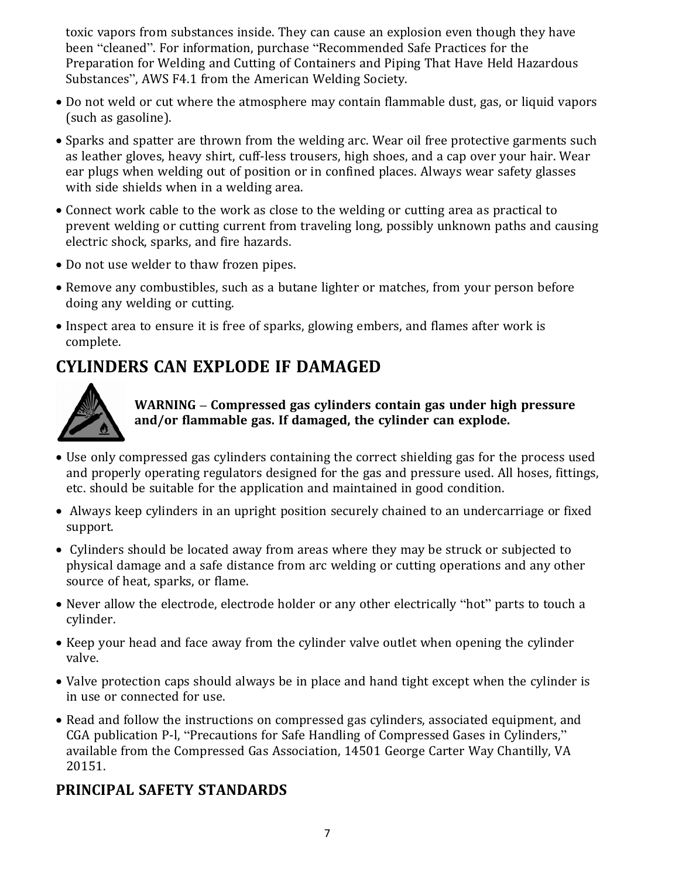toxic vapors from substances inside. They can cause an explosion even though they have been "cleaned". For information, purchase "Recommended Safe Practices for the Preparation for Welding and Cutting of Containers and Piping That Have Held Hazardous Substances", AWS F4.1 from the American Welding Society.

- Do not weld or cut where the atmosphere may contain flammable dust, gas, or liquid vapors (such as gasoline).
- Sparks and spatter are thrown from the welding arc. Wear oil free protective garments such as leather gloves, heavy shirt, cuff-less trousers, high shoes, and a cap over your hair. Wear ear plugs when welding out of position or in confined places. Always wear safety glasses with side shields when in a welding area.
- Connect work cable to the work as close to the welding or cutting area as practical to prevent welding or cutting current from traveling long, possibly unknown paths and causing electric shock, sparks, and fire hazards.
- Do not use welder to thaw frozen pipes.
- Remove any combustibles, such as a butane lighter or matches, from your person before doing any welding or cutting.
- Inspect area to ensure it is free of sparks, glowing embers, and flames after work is complete.

## CYLINDERS CAN EXPLODE IF DAMAGED

**WARNING – Compressed gas cylinders contain gas under high pressure and/or flammable gas. If damaged, the cylinder can explode.**

- Use only compressed gas cylinders containing the correct shielding gas for the process used and properly operating regulators designed for the gas and pressure used. All hoses, fittings, etc. should be suitable for the application and maintained in good condition.
- Always keep cylinders in an upright position securely chained to an undercarriage or fixed support.
- Cylinders should be located away from areas where they may be struck or subjected to physical damage and a safe distance from arc welding or cutting operations and any other source of heat, sparks, or flame.
- Never allow the electrode, electrode holder or any other electrically "hot" parts to touch a cylinder.
- Keep your head and face away from the cylinder valve outlet when opening the cylinder valve.
- Valve protection caps should always be in place and hand tight except when the cylinder is in use or connected for use.
- Read and follow the instructions on compressed gas cylinders, associated equipment, and CGA publication P-l, "Precautions for Safe Handling of Compressed Gases in Cylinders," available from the Compressed Gas Association, 14501 George Carter Way Chantilly, VA 20151.

## PRINCIPAL SAFETY STANDARDS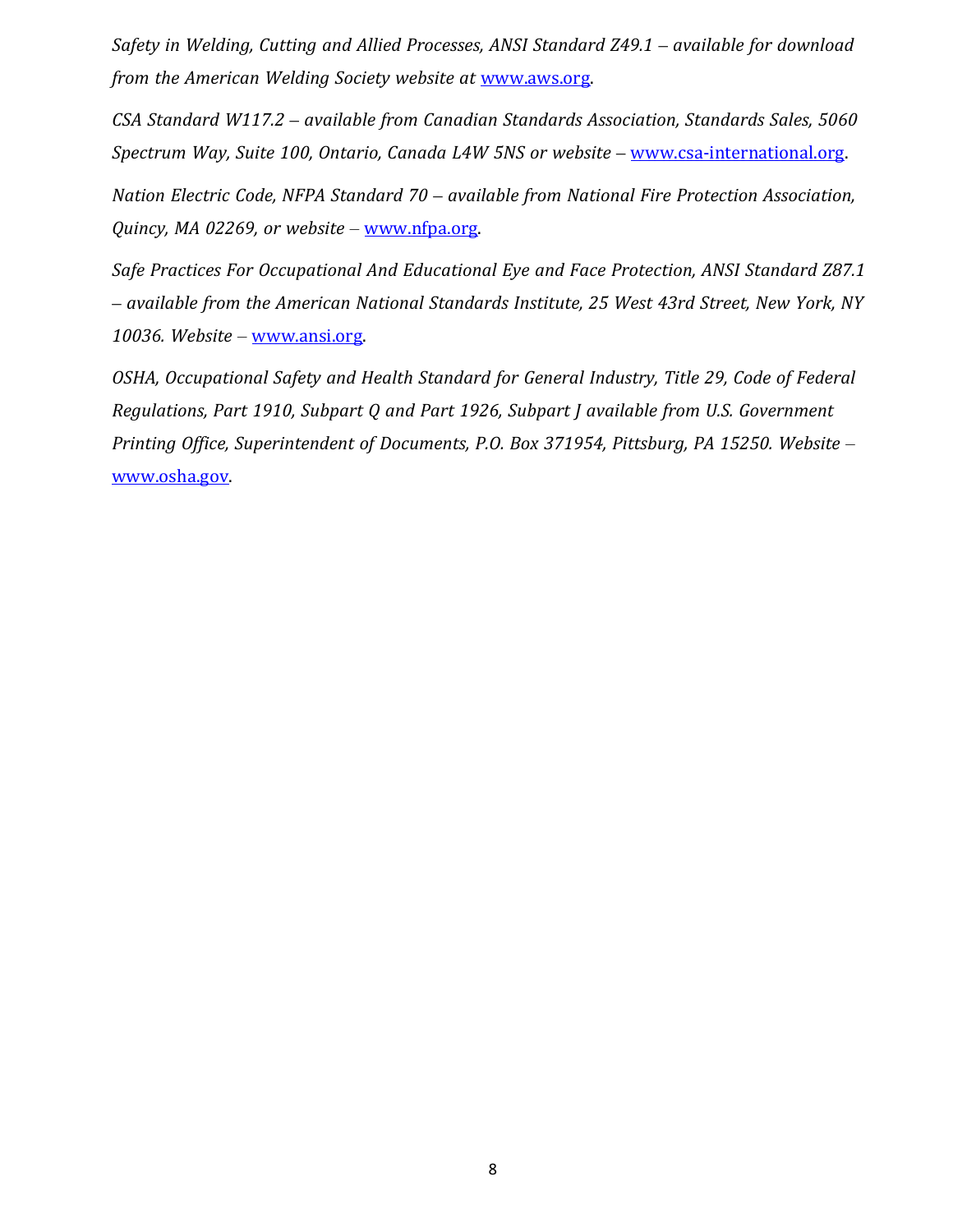*Safety in Welding, Cutting and Allied Processes, ANSI Standard Z49.1 – available for download from the American Welding Society website at* www.aws.org.

*CSA Standard W117.2 – available from Canadian Standards Association, Standards Sales, 5060 Spectrum Way, Suite 100, Ontario, Canada L4W 5NS or website –* www.csa-international.org.

*Nation Electric Code, NFPA Standard 70 – available from National Fire Protection Association, Quincy, MA 02269, or website –* www.nfpa.org.

*Safe Practices For Occupational And Educational Eye and Face Protection, ANSI Standard Z87.1 – available from the American National Standards Institute, 25 West 43rd Street, New York, NY 10036. Website –* www.ansi.org.

*OSHA, Occupational Safety and Health Standard for General Industry, Title 29, Code of Federal Regulations, Part 1910, Subpart Q and Part 1926, Subpart J available from U.S. Government Printing Office, Superintendent of Documents, P.O. Box 371954, Pittsburg, PA 15250. Website –* www.osha.gov.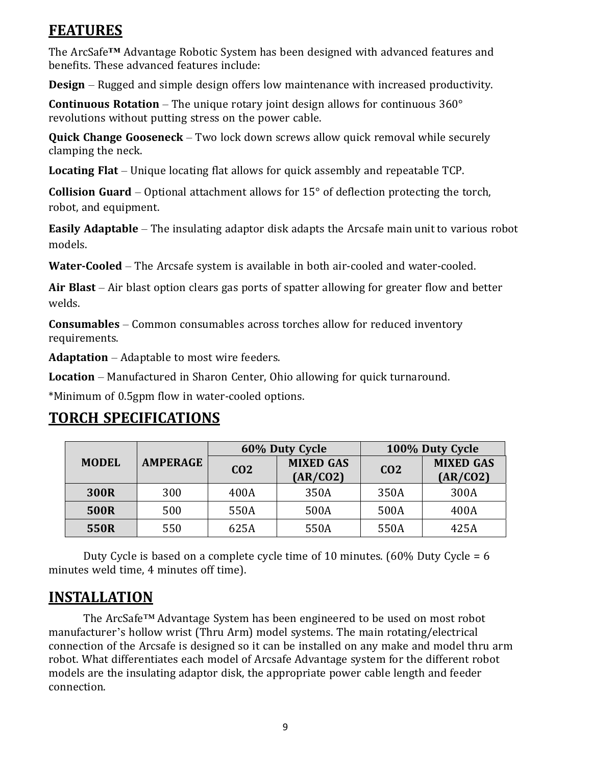## FEATURES

The ArcSafe™ Advantage Robotic System has been designed with advanced features and benefits. These advanced features include:

**Design** – Rugged and simple design offers low maintenance with increased productivity.

**Continuous Rotation** – The unique rotary joint design allows for continuous 360° revolutions without putting stress on the power cable.

**Quick Change Gooseneck** – Two lock down screws allow quick removal while securely clamping the neck.

**Locating Flat** – Unique locating flat allows for quick assembly and repeatable TCP.

**Collision Guard** – Optional attachment allows for 15° of deflection protecting the torch, robot, and equipment.

**Easily Adaptable** – The insulating adaptor disk adapts the Arcsafe main unit to various robot models.

**Water-Cooled** – The Arcsafe system is available in both air-cooled and water-cooled.

**Air Blast** – Air blast option clears gas ports of spatter allowing for greater flow and better welds.

**Consumables** – Common consumables across torches allow for reduced inventory requirements.

**Adaptation** – Adaptable to most wire feeders.

**Location** – Manufactured in Sharon Center, Ohio allowing for quick turnaround.

*Minimum of 0.5gpm flow in water-cooled options.

## TORCH SPECIFICATIONS

| MODEL | AMPERAGE | 60% Duty Cycle | | 100% Duty Cycle | |
|---|---|---|---|---|---|
| | | $CO_2$ | MIXED GAS ($AR/CO_2$) | $CO_2$ | MIXED GAS ($AR/CO_2$) |
| **300R** | 300 | 400A | 350A | 350A | 300A |
| **500R** | 500 | 550A | 500A | 500A | 400A |
| **550R** | 550 | 625A | 550A | 550A | 425A |

Duty Cycle is based on a complete cycle time of 10 minutes. (60% Duty Cycle = 6 minutes weld time, 4 minutes off time).

## INSTALLATION

The ArcSafe™ Advantage System has been engineered to be used on most robot manufacturer's hollow wrist (Thru Arm) model systems. The main rotating/electrical connection of the Arcsafe is designed so it can be installed on any make and model thru arm robot. What differentiates each model of Arcsafe Advantage system for the different robot models are the insulating adaptor disk, the appropriate power cable length and feeder connection.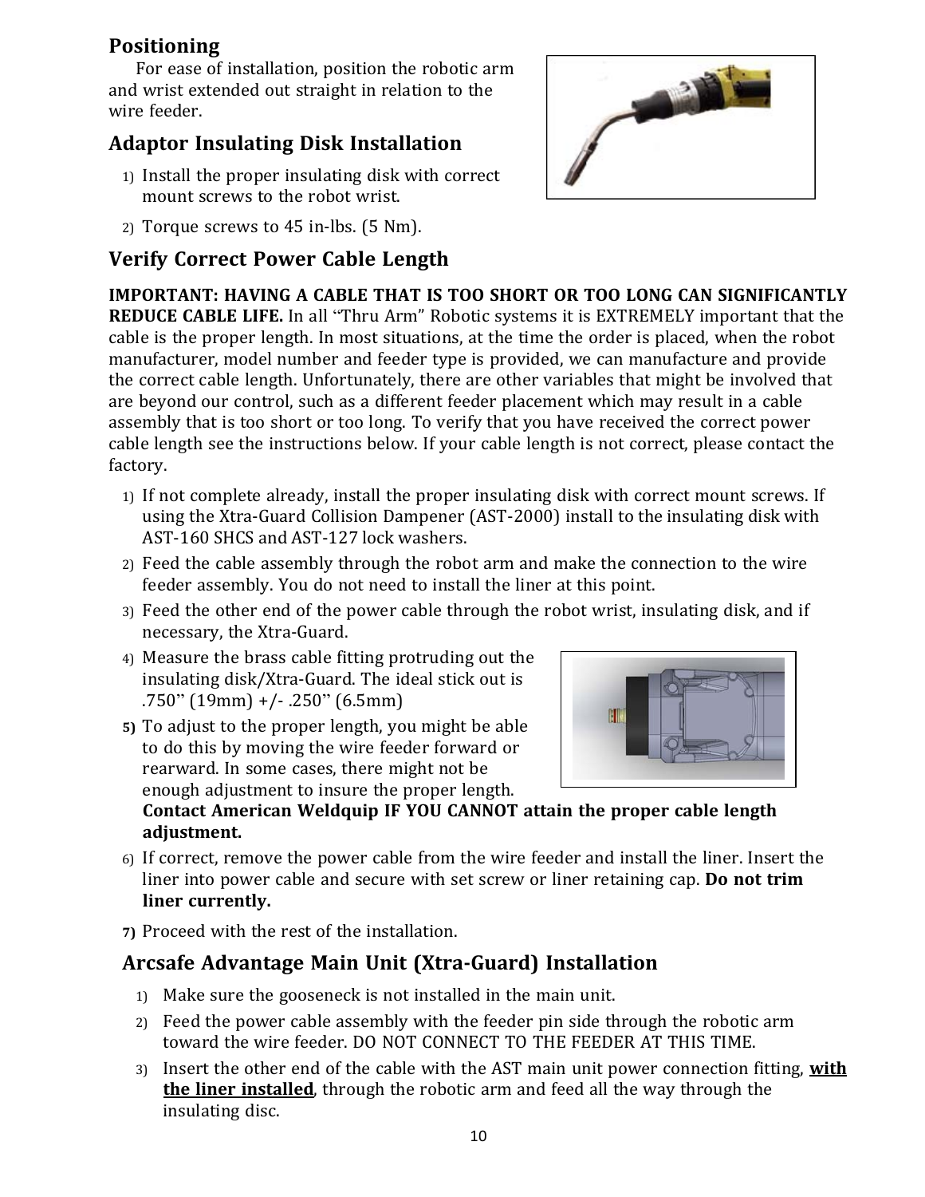## Positioning

For ease of installation, position the robotic arm and wrist extended out straight in relation to the wire feeder.

## Adaptor Insulating Disk Installation

1) Install the proper insulating disk with correct mount screws to the robot wrist.
2) Torque screws to 45 in-lbs. (5 Nm).

## Verify Correct Power Cable Length

**IMPORTANT: HAVING A CABLE THAT IS TOO SHORT OR TOO LONG CAN SIGNIFICANTLY REDUCE CABLE LIFE.** In all "Thru Arm" Robotic systems it is EXTREMELY important that the cable is the proper length. In most situations, at the time the order is placed, when the robot manufacturer, model number and feeder type is provided, we can manufacture and provide the correct cable length. Unfortunately, there are other variables that might be involved that are beyond our control, such as a different feeder placement which may result in a cable assembly that is too short or too long. To verify that you have received the correct power cable length see the instructions below. If your cable length is not correct, please contact the factory.

1) If not complete already, install the proper insulating disk with correct mount screws. If using the Xtra-Guard Collision Dampener (AST-2000) install to the insulating disk with AST-160 SHCS and AST-127 lock washers.
2) Feed the cable assembly through the robot arm and make the connection to the wire feeder assembly. You do not need to install the liner at this point.
3) Feed the other end of the power cable through the robot wrist, insulating disk, and if necessary, the Xtra-Guard.
4) Measure the brass cable fitting protruding out the insulating disk/Xtra-Guard. The ideal stick out is .750" (19mm) +/- .250" (6.5mm)
5) To adjust to the proper length, you might be able to do this by moving the wire feeder forward or rearward. In some cases, there might not be enough adjustment to insure the proper length. **Contact American Weldquip IF YOU CANNOT attain the proper cable length adjustment.**
6) If correct, remove the power cable from the wire feeder and install the liner. Insert the liner into power cable and secure with set screw or liner retaining cap. **Do not trim liner currently.**
7) Proceed with the rest of the installation.

## Arcsafe Advantage Main Unit (Xtra-Guard) Installation

1) Make sure the gooseneck is not installed in the main unit.
2) Feed the power cable assembly with the feeder pin side through the robotic arm toward the wire feeder. DO NOT CONNECT TO THE FEEDER AT THIS TIME.
3) Insert the other end of the cable with the AST main unit power connection fitting, **with the liner installed**, through the robotic arm and feed all the way through the insulating disc.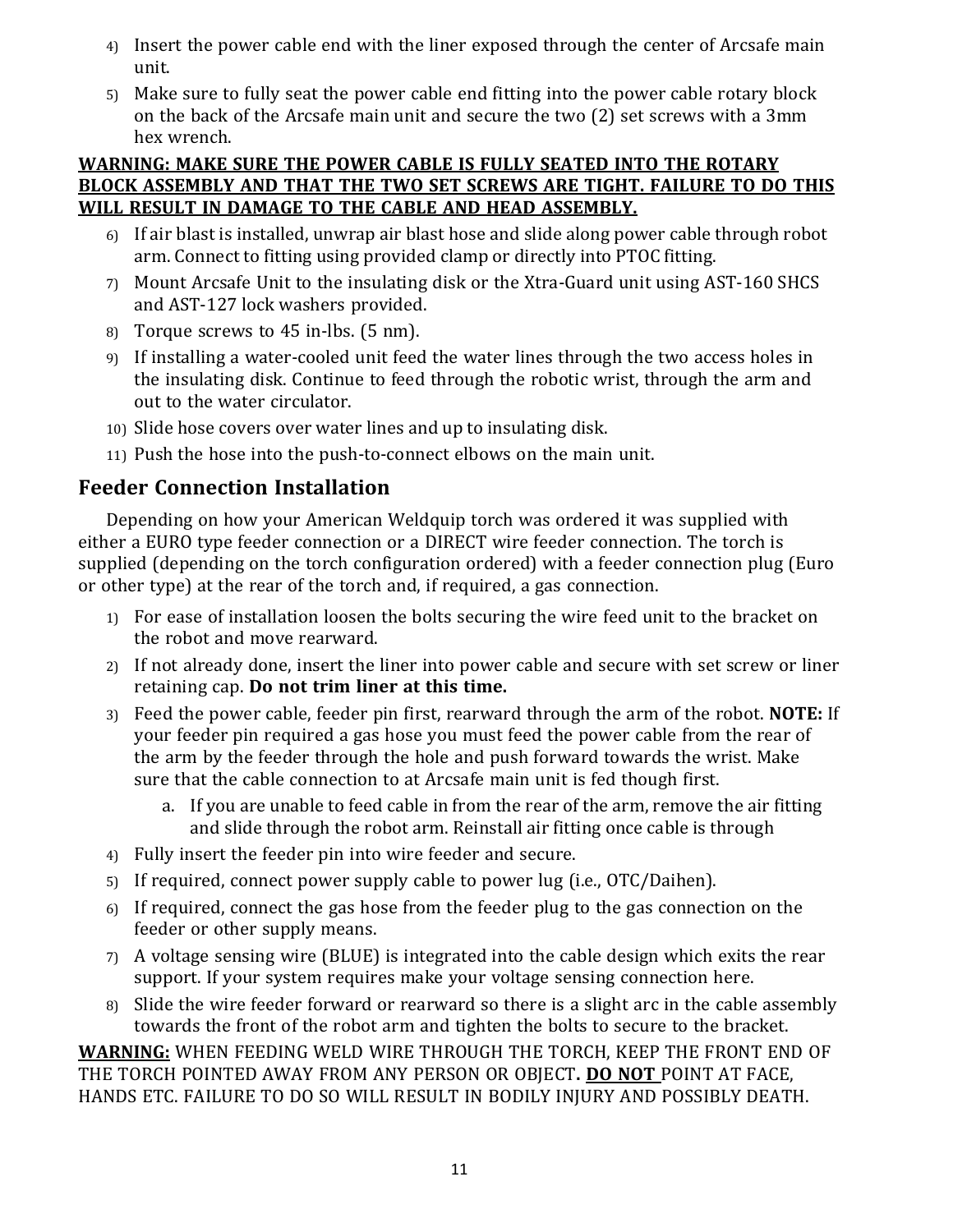4) Insert the power cable end with the liner exposed through the center of Arcsafe main unit.
5) Make sure to fully seat the power cable end fitting into the power cable rotary block on the back of the Arcsafe main unit and secure the two (2) set screws with a 3mm hex wrench.

**WARNING: MAKE SURE THE POWER CABLE IS FULLY SEATED INTO THE ROTARY BLOCK ASSEMBLY AND THAT THE TWO SET SCREWS ARE TIGHT. FAILURE TO DO THIS WILL RESULT IN DAMAGE TO THE CABLE AND HEAD ASSEMBLY.**

6) If air blast is installed, unwrap air blast hose and slide along power cable through robot arm. Connect to fitting using provided clamp or directly into PTOC fitting.
7) Mount Arcsafe Unit to the insulating disk or the Xtra-Guard unit using AST-160 SHCS and AST-127 lock washers provided.
8) Torque screws to 45 in-lbs. (5 nm).
9) If installing a water-cooled unit feed the water lines through the two access holes in the insulating disk. Continue to feed through the robotic wrist, through the arm and out to the water circulator.
10) Slide hose covers over water lines and up to insulating disk.
11) Push the hose into the push-to-connect elbows on the main unit.

## Feeder Connection Installation

Depending on how your American Weldquip torch was ordered it was supplied with either a EURO type feeder connection or a DIRECT wire feeder connection. The torch is supplied (depending on the torch configuration ordered) with a feeder connection plug (Euro or other type) at the rear of the torch and, if required, a gas connection.

1) For ease of installation loosen the bolts securing the wire feed unit to the bracket on the robot and move rearward.
2) If not already done, insert the liner into power cable and secure with set screw or liner retaining cap. **Do not trim liner at this time.**
3) Feed the power cable, feeder pin first, rearward through the arm of the robot. **NOTE:** If your feeder pin required a gas hose you must feed the power cable from the rear of the arm by the feeder through the hole and push forward towards the wrist. Make sure that the cable connection to at Arcsafe main unit is fed though first.
    a. If you are unable to feed cable in from the rear of the arm, remove the air fitting and slide through the robot arm. Reinstall air fitting once cable is through
4) Fully insert the feeder pin into wire feeder and secure.
5) If required, connect power supply cable to power lug (i.e., OTC/Daihen).
6) If required, connect the gas hose from the feeder plug to the gas connection on the feeder or other supply means.
7) A voltage sensing wire (BLUE) is integrated into the cable design which exits the rear support. If your system requires make your voltage sensing connection here.
8) Slide the wire feeder forward or rearward so there is a slight arc in the cable assembly towards the front of the robot arm and tighten the bolts to secure to the bracket.

**WARNING:** WHEN FEEDING WELD WIRE THROUGH THE TORCH, KEEP THE FRONT END OF THE TORCH POINTED AWAY FROM ANY PERSON OR OBJECT**. DO NOT** POINT AT FACE, HANDS ETC. FAILURE TO DO SO WILL RESULT IN BODILY INJURY AND POSSIBLY DEATH.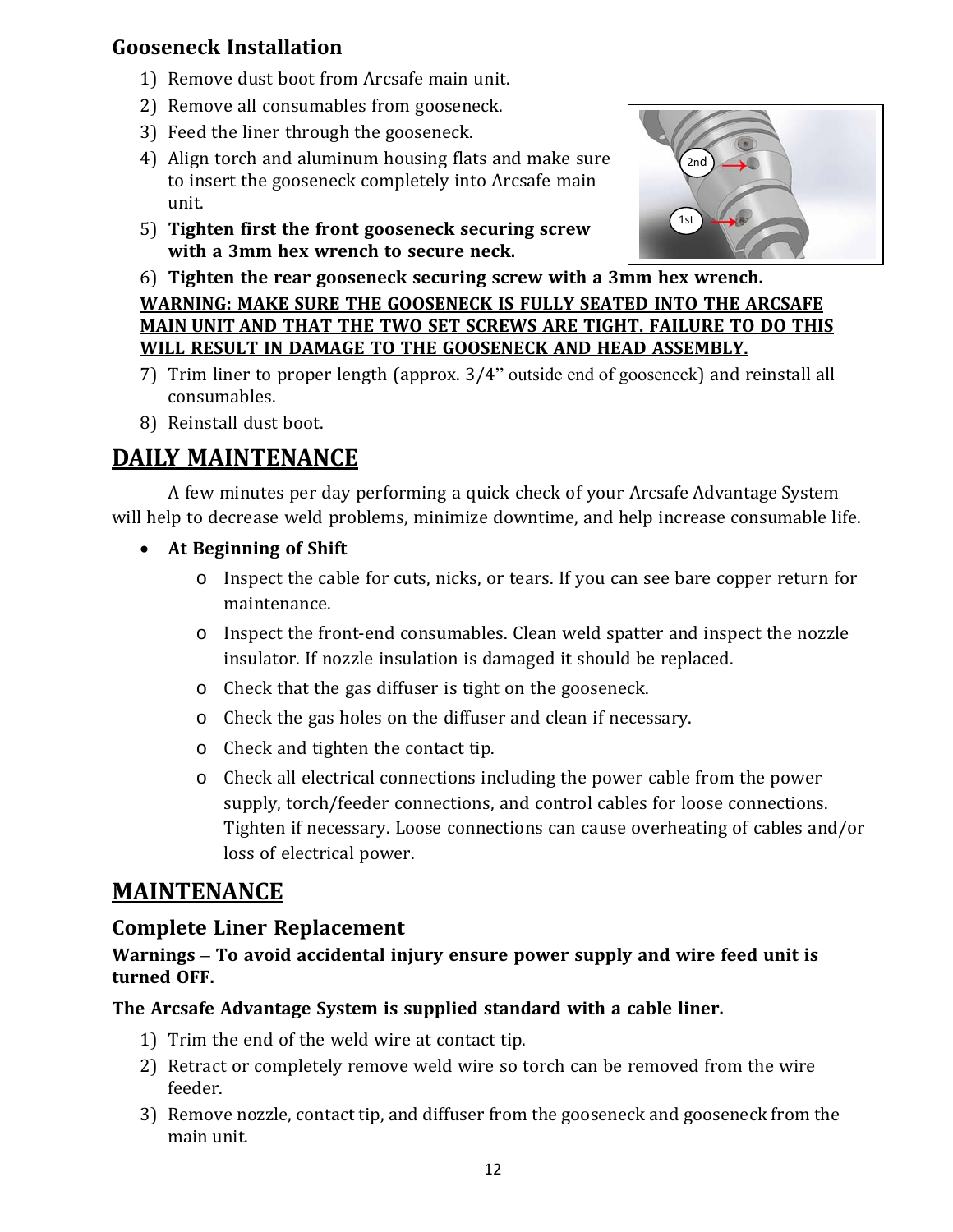## Gooseneck Installation

1) Remove dust boot from Arcsafe main unit.
2) Remove all consumables from gooseneck.
3) Feed the liner through the gooseneck.
4) Align torch and aluminum housing flats and make sure to insert the gooseneck completely into Arcsafe main unit.
5) **Tighten first the front gooseneck securing screw with a 3mm hex wrench to secure neck.**
6) **Tighten the rear gooseneck securing screw with a 3mm hex wrench.**

**WARNING: MAKE SURE THE GOOSENECK IS FULLY SEATED INTO THE ARCSAFE MAIN UNIT AND THAT THE TWO SET SCREWS ARE TIGHT. FAILURE TO DO THIS WILL RESULT IN DAMAGE TO THE GOOSENECK AND HEAD ASSEMBLY.**

7) Trim liner to proper length (approx. 3/4" outside end of gooseneck) and reinstall all consumables.
8) Reinstall dust boot.

# DAILY MAINTENANCE

A few minutes per day performing a quick check of your Arcsafe Advantage System will help to decrease weld problems, minimize downtime, and help increase consumable life.

- **At Beginning of Shift**
  - Inspect the cable for cuts, nicks, or tears. If you can see bare copper return for maintenance.
  - Inspect the front-end consumables. Clean weld spatter and inspect the nozzle insulator. If nozzle insulation is damaged it should be replaced.
  - Check that the gas diffuser is tight on the gooseneck.
  - Check the gas holes on the diffuser and clean if necessary.
  - Check and tighten the contact tip.
  - Check all electrical connections including the power cable from the power supply, torch/feeder connections, and control cables for loose connections. Tighten if necessary. Loose connections can cause overheating of cables and/or loss of electrical power.

# MAINTENANCE

## Complete Liner Replacement

**Warnings – To avoid accidental injury ensure power supply and wire feed unit is turned OFF.**

**The Arcsafe Advantage System is supplied standard with a cable liner.**

1) Trim the end of the weld wire at contact tip.
2) Retract or completely remove weld wire so torch can be removed from the wire feeder.
3) Remove nozzle, contact tip, and diffuser from the gooseneck and gooseneck from the main unit.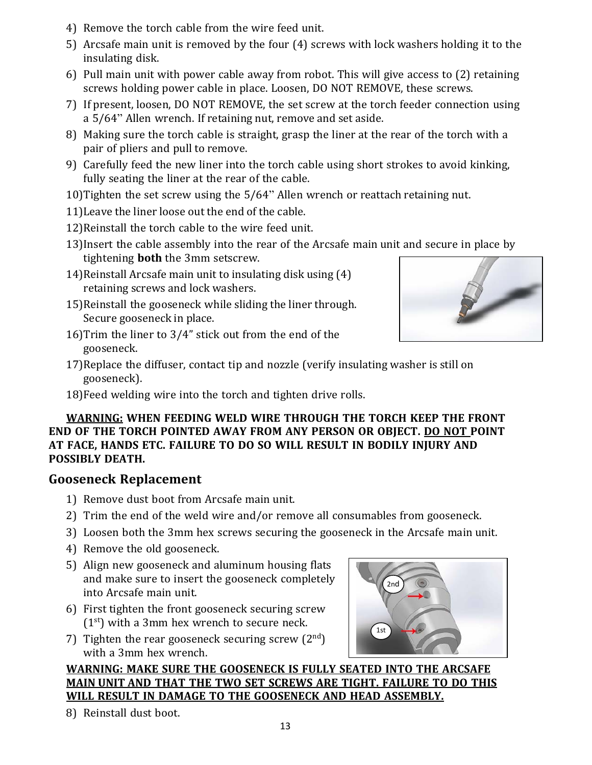4) Remove the torch cable from the wire feed unit.
5) Arcsafe main unit is removed by the four (4) screws with lock washers holding it to the insulating disk.
6) Pull main unit with power cable away from robot. This will give access to (2) retaining screws holding power cable in place. Loosen, DO NOT REMOVE, these screws.
7) If present, loosen, DO NOT REMOVE, the set screw at the torch feeder connection using a 5/64" Allen wrench. If retaining nut, remove and set aside.
8) Making sure the torch cable is straight, grasp the liner at the rear of the torch with a pair of pliers and pull to remove.
9) Carefully feed the new liner into the torch cable using short strokes to avoid kinking, fully seating the liner at the rear of the cable.
10) Tighten the set screw using the 5/64" Allen wrench or reattach retaining nut.
11) Leave the liner loose out the end of the cable.
12) Reinstall the torch cable to the wire feed unit.
13) Insert the cable assembly into the rear of the Arcsafe main unit and secure in place by tightening **both** the 3mm setscrew.
14) Reinstall Arcsafe main unit to insulating disk using (4) retaining screws and lock washers.
15) Reinstall the gooseneck while sliding the liner through. Secure gooseneck in place.
16) Trim the liner to 3/4" stick out from the end of the gooseneck.
17) Replace the diffuser, contact tip and nozzle (verify insulating washer is still on gooseneck).
18) Feed welding wire into the torch and tighten drive rolls.

**<u>WARNING:</u> WHEN FEEDING WELD WIRE THROUGH THE TORCH KEEP THE FRONT END OF THE TORCH POINTED AWAY FROM ANY PERSON OR OBJECT. <u>DO NOT</u> POINT AT FACE, HANDS ETC. FAILURE TO DO SO WILL RESULT IN BODILY INJURY AND POSSIBLY DEATH.**

## Gooseneck Replacement

1) Remove dust boot from Arcsafe main unit.
2) Trim the end of the weld wire and/or remove all consumables from gooseneck.
3) Loosen both the 3mm hex screws securing the gooseneck in the Arcsafe main unit.
4) Remove the old gooseneck.
5) Align new gooseneck and aluminum housing flats and make sure to insert the gooseneck completely into Arcsafe main unit.
6) First tighten the front gooseneck securing screw (1st) with a 3mm hex wrench to secure neck.
7) Tighten the rear gooseneck securing screw (2nd) with a 3mm hex wrench.

**<u>WARNING: MAKE SURE THE GOOSENECK IS FULLY SEATED INTO THE ARCSAFE MAIN UNIT AND THAT THE TWO SET SCREWS ARE TIGHT. FAILURE TO DO THIS WILL RESULT IN DAMAGE TO THE GOOSENECK AND HEAD ASSEMBLY.</u>**

8) Reinstall dust boot.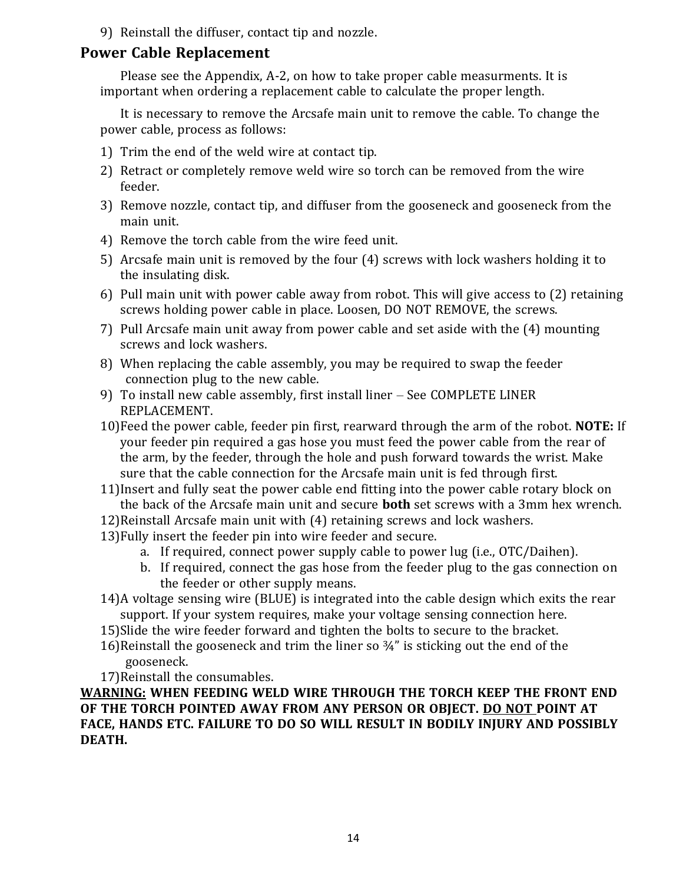9) Reinstall the diffuser, contact tip and nozzle.

## Power Cable Replacement

Please see the Appendix, A-2, on how to take proper cable measurments. It is important when ordering a replacement cable to calculate the proper length.

It is necessary to remove the Arcsafe main unit to remove the cable. To change the power cable, process as follows:

1) Trim the end of the weld wire at contact tip.
2) Retract or completely remove weld wire so torch can be removed from the wire feeder.
3) Remove nozzle, contact tip, and diffuser from the gooseneck and gooseneck from the main unit.
4) Remove the torch cable from the wire feed unit.
5) Arcsafe main unit is removed by the four (4) screws with lock washers holding it to the insulating disk.
6) Pull main unit with power cable away from robot. This will give access to (2) retaining screws holding power cable in place. Loosen, DO NOT REMOVE, the screws.
7) Pull Arcsafe main unit away from power cable and set aside with the (4) mounting screws and lock washers.
8) When replacing the cable assembly, you may be required to swap the feeder connection plug to the new cable.
9) To install new cable assembly, first install liner – See COMPLETE LINER REPLACEMENT.
10) Feed the power cable, feeder pin first, rearward through the arm of the robot. **NOTE:** If your feeder pin required a gas hose you must feed the power cable from the rear of the arm, by the feeder, through the hole and push forward towards the wrist. Make sure that the cable connection for the Arcsafe main unit is fed through first.
11) Insert and fully seat the power cable end fitting into the power cable rotary block on the back of the Arcsafe main unit and secure **both** set screws with a 3mm hex wrench.
12) Reinstall Arcsafe main unit with (4) retaining screws and lock washers.
13) Fully insert the feeder pin into wire feeder and secure.
    a. If required, connect power supply cable to power lug (i.e., OTC/Daihen).
    b. If required, connect the gas hose from the feeder plug to the gas connection on the feeder or other supply means.
14) A voltage sensing wire (BLUE) is integrated into the cable design which exits the rear support. If your system requires, make your voltage sensing connection here.
15) Slide the wire feeder forward and tighten the bolts to secure to the bracket.
16) Reinstall the gooseneck and trim the liner so ¾" is sticking out the end of the gooseneck.
17) Reinstall the consumables.

**<u>WARNING:</u> WHEN FEEDING WELD WIRE THROUGH THE TORCH KEEP THE FRONT END OF THE TORCH POINTED AWAY FROM ANY PERSON OR OBJECT. <u>DO NOT</u> POINT AT FACE, HANDS ETC. FAILURE TO DO SO WILL RESULT IN BODILY INJURY AND POSSIBLY DEATH.**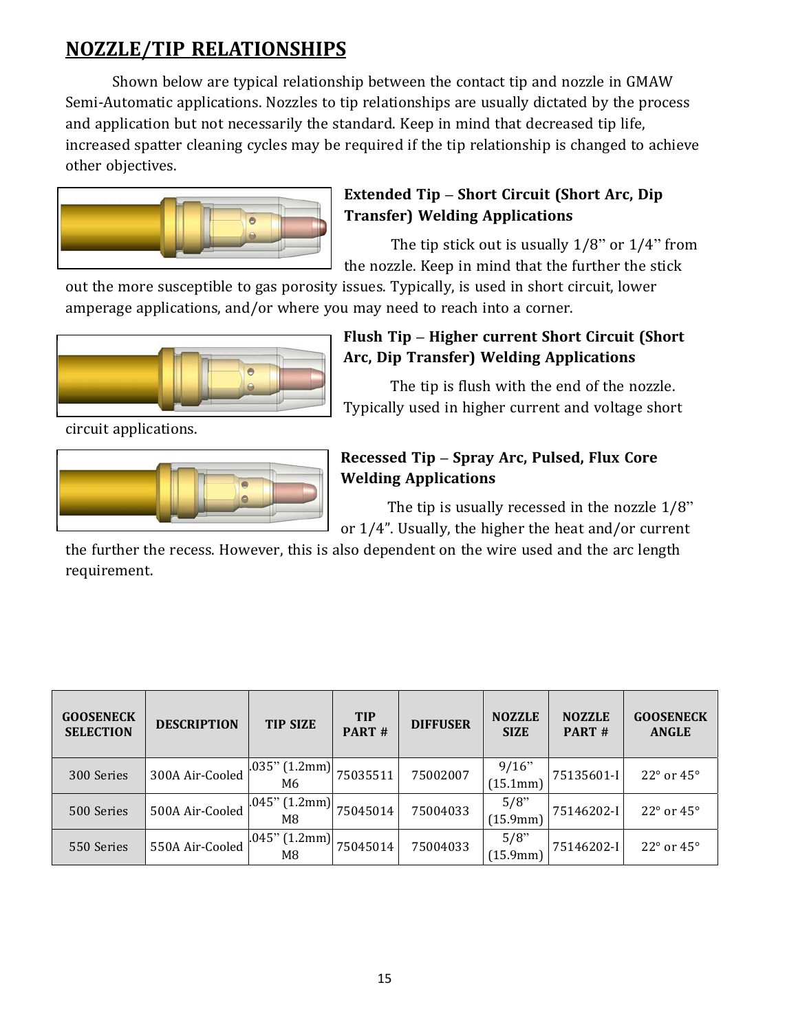## NOZZLE/TIP RELATIONSHIPS

Shown below are typical relationship between the contact tip and nozzle in GMAW Semi-Automatic applications. Nozzles to tip relationships are usually dictated by the process and application but not necessarily the standard. Keep in mind that decreased tip life, increased spatter cleaning cycles may be required if the tip relationship is changed to achieve other objectives.

**Extended Tip – Short Circuit (Short Arc, Dip Transfer) Welding Applications**

The tip stick out is usually 1/8" or 1/4" from the nozzle. Keep in mind that the further the stick out the more susceptible to gas porosity issues. Typically, is used in short circuit, lower amperage applications, and/or where you may need to reach into a corner.

**Flush Tip – Higher current Short Circuit (Short Arc, Dip Transfer) Welding Applications**

The tip is flush with the end of the nozzle. Typically used in higher current and voltage short circuit applications.

**Recessed Tip – Spray Arc, Pulsed, Flux Core Welding Applications**

The tip is usually recessed in the nozzle 1/8" or 1/4". Usually, the higher the heat and/or current the further the recess. However, this is also dependent on the wire used and the arc length requirement.

| GOOSENECK SELECTION | DESCRIPTION | TIP SIZE | TIP PART # | DIFFUSER | NOZZLE SIZE | NOZZLE PART # | GOOSENECK ANGLE |
|---|---|---|---|---|---|---|---|
| 300 Series | 300A Air-Cooled | .035" (1.2mm) M6 | 75035511 | 75002007 | 9/16" (15.1mm) | 75135601-I | 22° or 45° |
| 500 Series | 500A Air-Cooled | .045" (1.2mm) M8 | 75045014 | 75004033 | 5/8" (15.9mm) | 75146202-I | 22° or 45° |
| 550 Series | 550A Air-Cooled | .045" (1.2mm) M8 | 75045014 | 75004033 | 5/8" (15.9mm) | 75146202-I | 22° or 45° |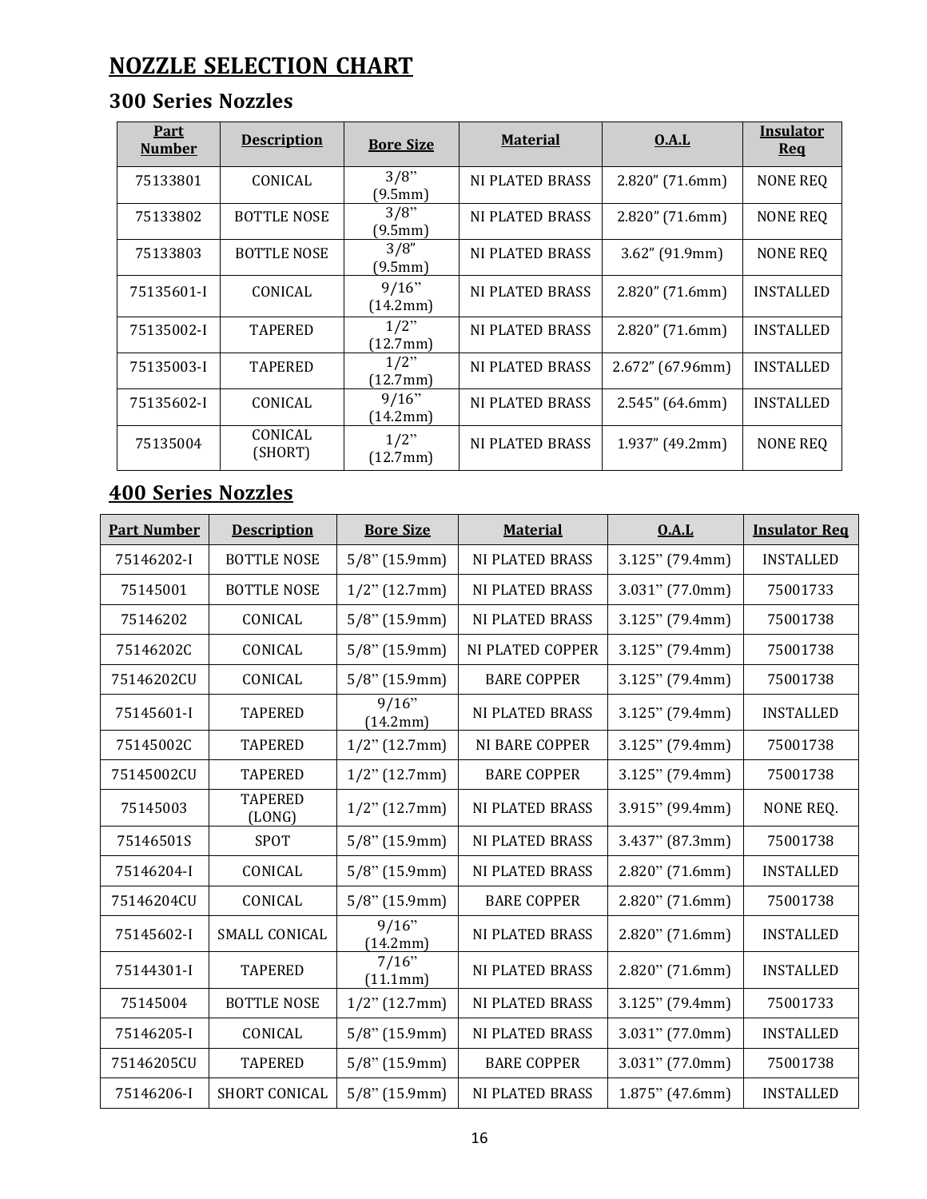# NOZZLE SELECTION CHART

## 300 Series Nozzles

| Part Number | Description | Bore Size | Material | O.A.L | Insulator Req |
|---|---|---|---|---|---|
| 75133801 | CONICAL | 3/8" (9.5mm) | NI PLATED BRASS | 2.820" (71.6mm) | NONE REQ |
| 75133802 | BOTTLE NOSE | 3/8" (9.5mm) | NI PLATED BRASS | 2.820" (71.6mm) | NONE REQ |
| 75133803 | BOTTLE NOSE | 3/8" (9.5mm) | NI PLATED BRASS | 3.62" (91.9mm) | NONE REQ |
| 75135601-I | CONICAL | 9/16" (14.2mm) | NI PLATED BRASS | 2.820" (71.6mm) | INSTALLED |
| 75135002-I | TAPERED | 1/2" (12.7mm) | NI PLATED BRASS | 2.820" (71.6mm) | INSTALLED |
| 75135003-I | TAPERED | 1/2" (12.7mm) | NI PLATED BRASS | 2.672" (67.96mm) | INSTALLED |
| 75135602-I | CONICAL | 9/16" (14.2mm) | NI PLATED BRASS | 2.545" (64.6mm) | INSTALLED |
| 75135004 | CONICAL (SHORT) | 1/2" (12.7mm) | NI PLATED BRASS | 1.937" (49.2mm) | NONE REQ |

## 400 Series Nozzles

| Part Number | Description | Bore Size | Material | O.A.L | Insulator Req |
|---|---|---|---|---|---|
| 75146202-I | BOTTLE NOSE | 5/8" (15.9mm) | NI PLATED BRASS | 3.125" (79.4mm) | INSTALLED |
| 75145001 | BOTTLE NOSE | 1/2" (12.7mm) | NI PLATED BRASS | 3.031" (77.0mm) | 75001733 |
| 75146202 | CONICAL | 5/8" (15.9mm) | NI PLATED BRASS | 3.125" (79.4mm) | 75001738 |
| 75146202C | CONICAL | 5/8" (15.9mm) | NI PLATED COPPER | 3.125" (79.4mm) | 75001738 |
| 75146202CU | CONICAL | 5/8" (15.9mm) | BARE COPPER | 3.125" (79.4mm) | 75001738 |
| 75145601-I | TAPERED | 9/16" (14.2mm) | NI PLATED BRASS | 3.125" (79.4mm) | INSTALLED |
| 75145002C | TAPERED | 1/2" (12.7mm) | NI BARE COPPER | 3.125" (79.4mm) | 75001738 |
| 75145002CU | TAPERED | 1/2" (12.7mm) | BARE COPPER | 3.125" (79.4mm) | 75001738 |
| 75145003 | TAPERED (LONG) | 1/2" (12.7mm) | NI PLATED BRASS | 3.915" (99.4mm) | NONE REQ. |
| 75146501S | SPOT | 5/8" (15.9mm) | NI PLATED BRASS | 3.437" (87.3mm) | 75001738 |
| 75146204-I | CONICAL | 5/8" (15.9mm) | NI PLATED BRASS | 2.820" (71.6mm) | INSTALLED |
| 75146204CU | CONICAL | 5/8" (15.9mm) | BARE COPPER | 2.820" (71.6mm) | 75001738 |
| 75145602-I | SMALL CONICAL | 9/16" (14.2mm) | NI PLATED BRASS | 2.820" (71.6mm) | INSTALLED |
| 75144301-I | TAPERED | 7/16" (11.1mm) | NI PLATED BRASS | 2.820" (71.6mm) | INSTALLED |
| 75145004 | BOTTLE NOSE | 1/2" (12.7mm) | NI PLATED BRASS | 3.125" (79.4mm) | 75001733 |
| 75146205-I | CONICAL | 5/8" (15.9mm) | NI PLATED BRASS | 3.031" (77.0mm) | INSTALLED |
| 75146205CU | TAPERED | 5/8" (15.9mm) | BARE COPPER | 3.031" (77.0mm) | 75001738 |
| 75146206-I | SHORT CONICAL | 5/8" (15.9mm) | NI PLATED BRASS | 1.875" (47.6mm) | INSTALLED |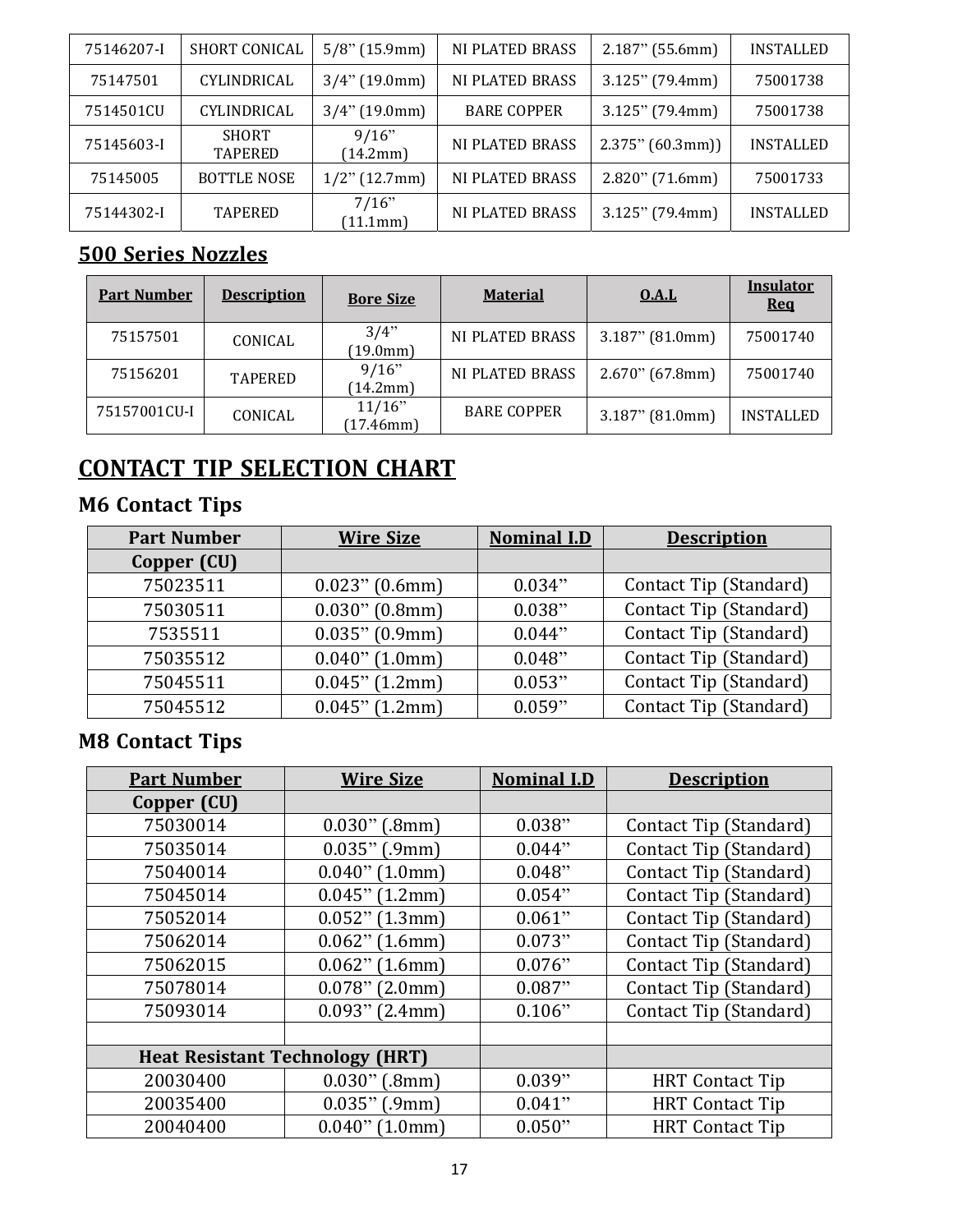| | | | | | |
|---|---|---|---|---|---|
| 75146207-I | SHORT CONICAL | 5/8" (15.9mm) | NI PLATED BRASS | 2.187" (55.6mm) | INSTALLED |
| 75147501 | CYLINDRICAL | 3/4" (19.0mm) | NI PLATED BRASS | 3.125" (79.4mm) | 75001738 |
| 7514501CU | CYLINDRICAL | 3/4" (19.0mm) | BARE COPPER | 3.125" (79.4mm) | 75001738 |
| 75145603-I | SHORT TAPERED | 9/16" (14.2mm) | NI PLATED BRASS | 2.375" (60.3mm)) | INSTALLED |
| 75145005 | BOTTLE NOSE | 1/2" (12.7mm) | NI PLATED BRASS | 2.820" (71.6mm) | 75001733 |
| 75144302-I | TAPERED | 7/16" (11.1mm) | NI PLATED BRASS | 3.125" (79.4mm) | INSTALLED |

## 500 Series Nozzles

| Part Number | Description | Bore Size | Material | O.A.L | Insulator Req |
|---|---|---|---|---|---|
| 75157501 | CONICAL | 3/4" (19.0mm) | NI PLATED BRASS | 3.187" (81.0mm) | 75001740 |
| 75156201 | TAPERED | 9/16" (14.2mm) | NI PLATED BRASS | 2.670" (67.8mm) | 75001740 |
| 75157001CU-I | CONICAL | 11/16" (17.46mm) | BARE COPPER | 3.187" (81.0mm) | INSTALLED |

# CONTACT TIP SELECTION CHART

## M6 Contact Tips

| Part Number | Wire Size | Nominal I.D | Description |
|---|---|---|---|
| **Copper (CU)** | | | |
| 75023511 | 0.023" (0.6mm) | 0.034" | Contact Tip (Standard) |
| 75030511 | 0.030" (0.8mm) | 0.038" | Contact Tip (Standard) |
| 7535511 | 0.035" (0.9mm) | 0.044" | Contact Tip (Standard) |
| 75035512 | 0.040" (1.0mm) | 0.048" | Contact Tip (Standard) |
| 75045511 | 0.045" (1.2mm) | 0.053" | Contact Tip (Standard) |
| 75045512 | 0.045" (1.2mm) | 0.059" | Contact Tip (Standard) |

## M8 Contact Tips

| Part Number | Wire Size | Nominal I.D | Description |
|---|---|---|---|
| **Copper (CU)** | | | |
| 75030014 | 0.030" (.8mm) | 0.038" | Contact Tip (Standard) |
| 75035014 | 0.035" (.9mm) | 0.044" | Contact Tip (Standard) |
| 75040014 | 0.040" (1.0mm) | 0.048" | Contact Tip (Standard) |
| 75045014 | 0.045" (1.2mm) | 0.054" | Contact Tip (Standard) |
| 75052014 | 0.052" (1.3mm) | 0.061" | Contact Tip (Standard) |
| 75062014 | 0.062" (1.6mm) | 0.073" | Contact Tip (Standard) |
| 75062015 | 0.062" (1.6mm) | 0.076" | Contact Tip (Standard) |
| 75078014 | 0.078" (2.0mm) | 0.087" | Contact Tip (Standard) |
| 75093014 | 0.093" (2.4mm) | 0.106" | Contact Tip (Standard) |
| | | | |
| **Heat Resistant Technology (HRT)** | | | |
| 20030400 | 0.030" (.8mm) | 0.039" | HRT Contact Tip |
| 20035400 | 0.035" (.9mm) | 0.041" | HRT Contact Tip |
| 20040400 | 0.040" (1.0mm) | 0.050" | HRT Contact Tip |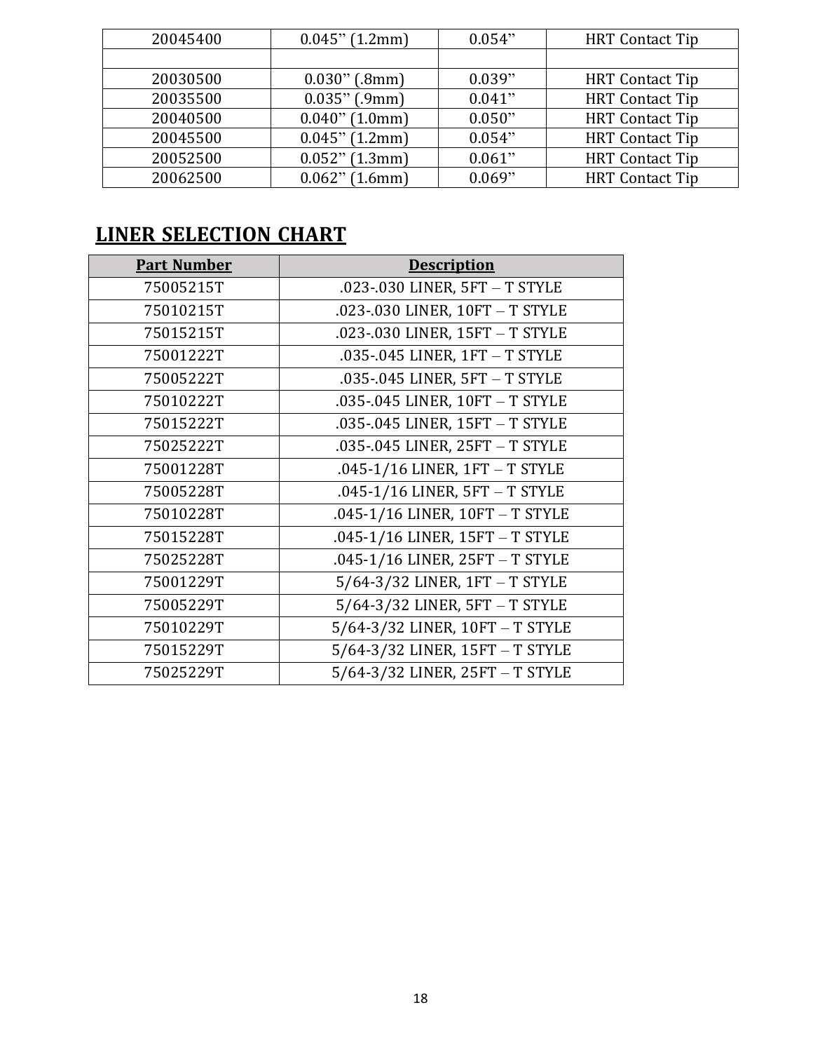| 20045400 | 0.045" (1.2mm) | 0.054" | HRT Contact Tip |
|---|---|---|---|
| | | | |
| 20030500 | 0.030" (.8mm) | 0.039" | HRT Contact Tip |
| 20035500 | 0.035" (.9mm) | 0.041" | HRT Contact Tip |
| 20040500 | 0.040" (1.0mm) | 0.050" | HRT Contact Tip |
| 20045500 | 0.045" (1.2mm) | 0.054" | HRT Contact Tip |
| 20052500 | 0.052" (1.3mm) | 0.061" | HRT Contact Tip |
| 20062500 | 0.062" (1.6mm) | 0.069" | HRT Contact Tip |

## LINER SELECTION CHART

| Part Number | Description |
|---|---|
| 75005215T | .023-.030 LINER, 5FT – T STYLE |
| 75010215T | .023-.030 LINER, 10FT – T STYLE |
| 75015215T | .023-.030 LINER, 15FT – T STYLE |
| 75001222T | .035-.045 LINER, 1FT – T STYLE |
| 75005222T | .035-.045 LINER, 5FT – T STYLE |
| 75010222T | .035-.045 LINER, 10FT – T STYLE |
| 75015222T | .035-.045 LINER, 15FT – T STYLE |
| 75025222T | .035-.045 LINER, 25FT – T STYLE |
| 75001228T | .045-1/16 LINER, 1FT – T STYLE |
| 75005228T | .045-1/16 LINER, 5FT – T STYLE |
| 75010228T | .045-1/16 LINER, 10FT – T STYLE |
| 75015228T | .045-1/16 LINER, 15FT – T STYLE |
| 75025228T | .045-1/16 LINER, 25FT – T STYLE |
| 75001229T | 5/64-3/32 LINER, 1FT – T STYLE |
| 75005229T | 5/64-3/32 LINER, 5FT – T STYLE |
| 75010229T | 5/64-3/32 LINER, 10FT – T STYLE |
| 75015229T | 5/64-3/32 LINER, 15FT – T STYLE |
| 75025229T | 5/64-3/32 LINER, 25FT – T STYLE |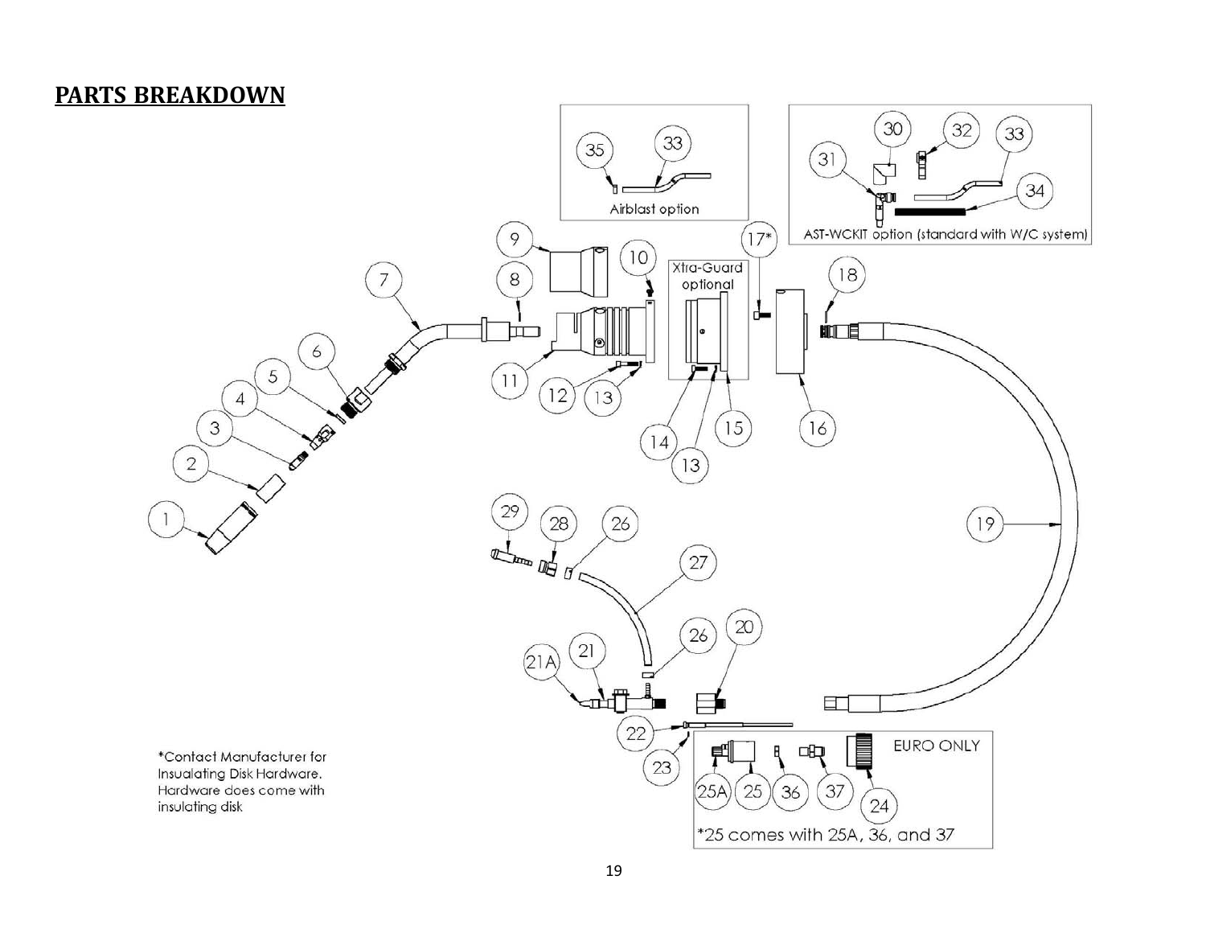# PARTS BREAKDOWN

Airblast option

AST-WCKIT option (standard with W/C system)

Xtra-Guard optional

EURO ONLY

*25 comes with 25A, 36, and 37

*Contact Manufacturer for Insualating Disk Hardware. Hardware does come with insulating disk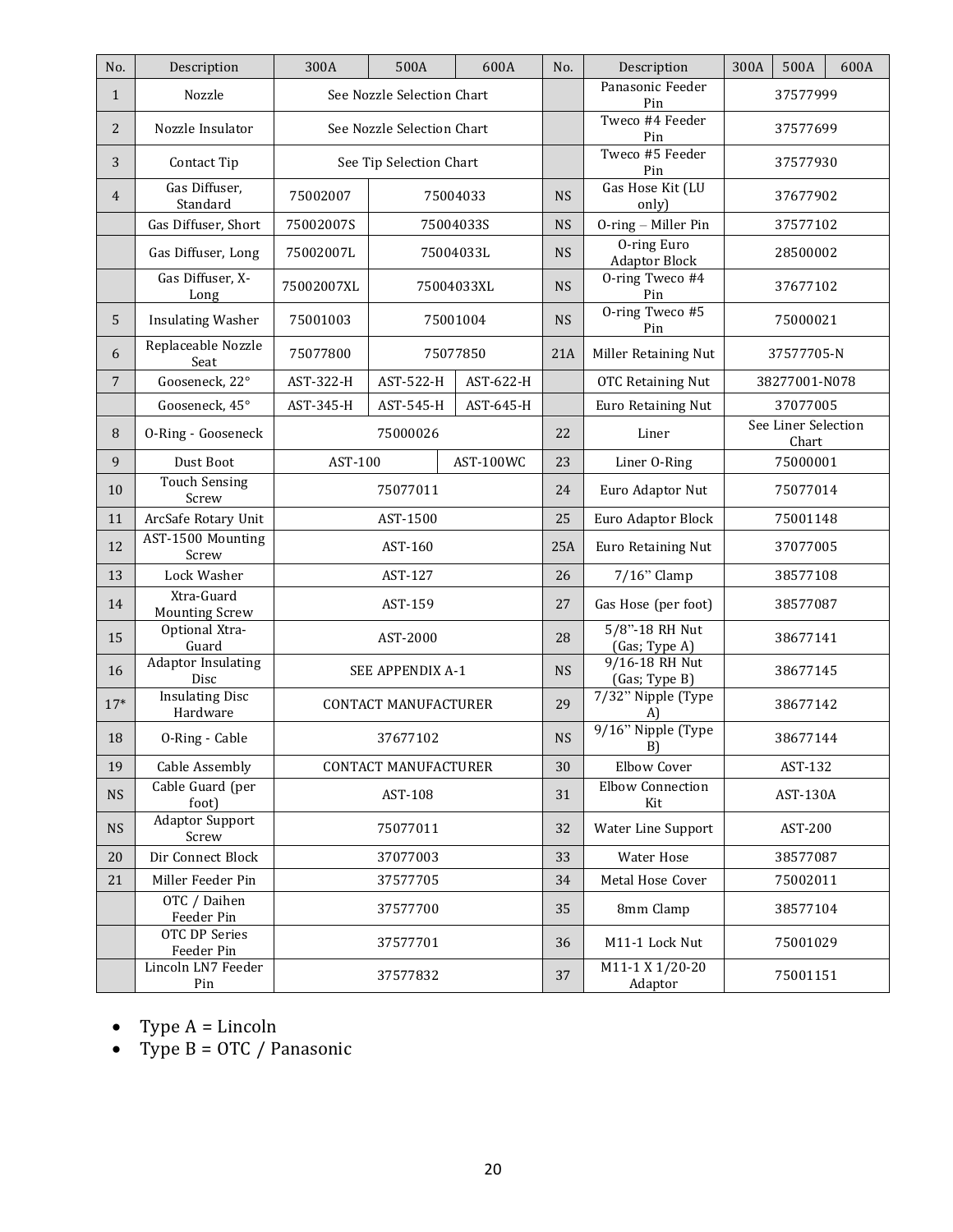| No. | Description | 300A | 500A | 600A | No. | Description | 300A | 500A | 600A |
|---|---|---|---|---|---|---|---|---|---|
| 1 | Nozzle | See Nozzle Selection Chart | | | | Panasonic Feeder Pin | 37577999 | | |
| 2 | Nozzle Insulator | See Nozzle Selection Chart | | | | Tweco #4 Feeder Pin | 37577699 | | |
| 3 | Contact Tip | See Tip Selection Chart | | | | Tweco #5 Feeder Pin | 37577930 | | |
| 4 | Gas Diffuser, Standard | 75002007 | 75004033 | | NS | Gas Hose Kit (LU only) | 37677902 | | |
| | Gas Diffuser, Short | 75002007S | 75004033S | | NS | O-ring – Miller Pin | 37577102 | | |
| | Gas Diffuser, Long | 75002007L | 75004033L | | NS | O-ring Euro Adaptor Block | 28500002 | | |
| | Gas Diffuser, X-Long | 75002007XL | 75004033XL | | NS | O-ring Tweco #4 Pin | 37677102 | | |
| 5 | Insulating Washer | 75001003 | 75001004 | | NS | O-ring Tweco #5 Pin | 75000021 | | |
| 6 | Replaceable Nozzle Seat | 75077800 | 75077850 | | 21A | Miller Retaining Nut | 37577705-N | | |
| 7 | Gooseneck, 22° | AST-322-H | AST-522-H | AST-622-H | | OTC Retaining Nut | 38277001-N078 | | |
| | Gooseneck, 45° | AST-345-H | AST-545-H | AST-645-H | | Euro Retaining Nut | 37077005 | | |
| 8 | O-Ring - Gooseneck | 75000026 | | | 22 | Liner | See Liner Selection Chart | | |
| 9 | Dust Boot | AST-100 | | AST-100WC | 23 | Liner O-Ring | 75000001 | | |
| 10 | Touch Sensing Screw | 75077011 | | | 24 | Euro Adaptor Nut | 75077014 | | |
| 11 | ArcSafe Rotary Unit | AST-1500 | | | 25 | Euro Adaptor Block | 75001148 | | |
| 12 | AST-1500 Mounting Screw | AST-160 | | | 25A | Euro Retaining Nut | 37077005 | | |
| 13 | Lock Washer | AST-127 | | | 26 | 7/16" Clamp | 38577108 | | |
| 14 | Xtra-Guard Mounting Screw | AST-159 | | | 27 | Gas Hose (per foot) | 38577087 | | |
| 15 | Optional Xtra-Guard | AST-2000 | | | 28 | 5/8"-18 RH Nut (Gas; Type A) | 38677141 | | |
| 16 | Adaptor Insulating Disc | SEE APPENDIX A-1 | | | NS | 9/16-18 RH Nut (Gas; Type B) | 38677145 | | |
| 17* | Insulating Disc Hardware | CONTACT MANUFACTURER | | | 29 | 7/32" Nipple (Type A) | 38677142 | | |
| 18 | O-Ring - Cable | 37677102 | | | NS | 9/16" Nipple (Type B) | 38677144 | | |
| 19 | Cable Assembly | CONTACT MANUFACTURER | | | 30 | Elbow Cover | AST-132 | | |
| NS | Cable Guard (per foot) | AST-108 | | | 31 | Elbow Connection Kit | AST-130A | | |
| NS | Adaptor Support Screw | 75077011 | | | 32 | Water Line Support | AST-200 | | |
| 20 | Dir Connect Block | 37077003 | | | 33 | Water Hose | 38577087 | | |
| 21 | Miller Feeder Pin | 37577705 | | | 34 | Metal Hose Cover | 75002011 | | |
| | OTC / Daihen Feeder Pin | 37577700 | | | 35 | 8mm Clamp | 38577104 | | |
| | OTC DP Series Feeder Pin | 37577701 | | | 36 | M11-1 Lock Nut | 75001029 | | |
| | Lincoln LN7 Feeder Pin | 37577832 | | | 37 | M11-1 X 1/20-20 Adaptor | 75001151 | | |

- Type A = Lincoln
- Type B = OTC / Panasonic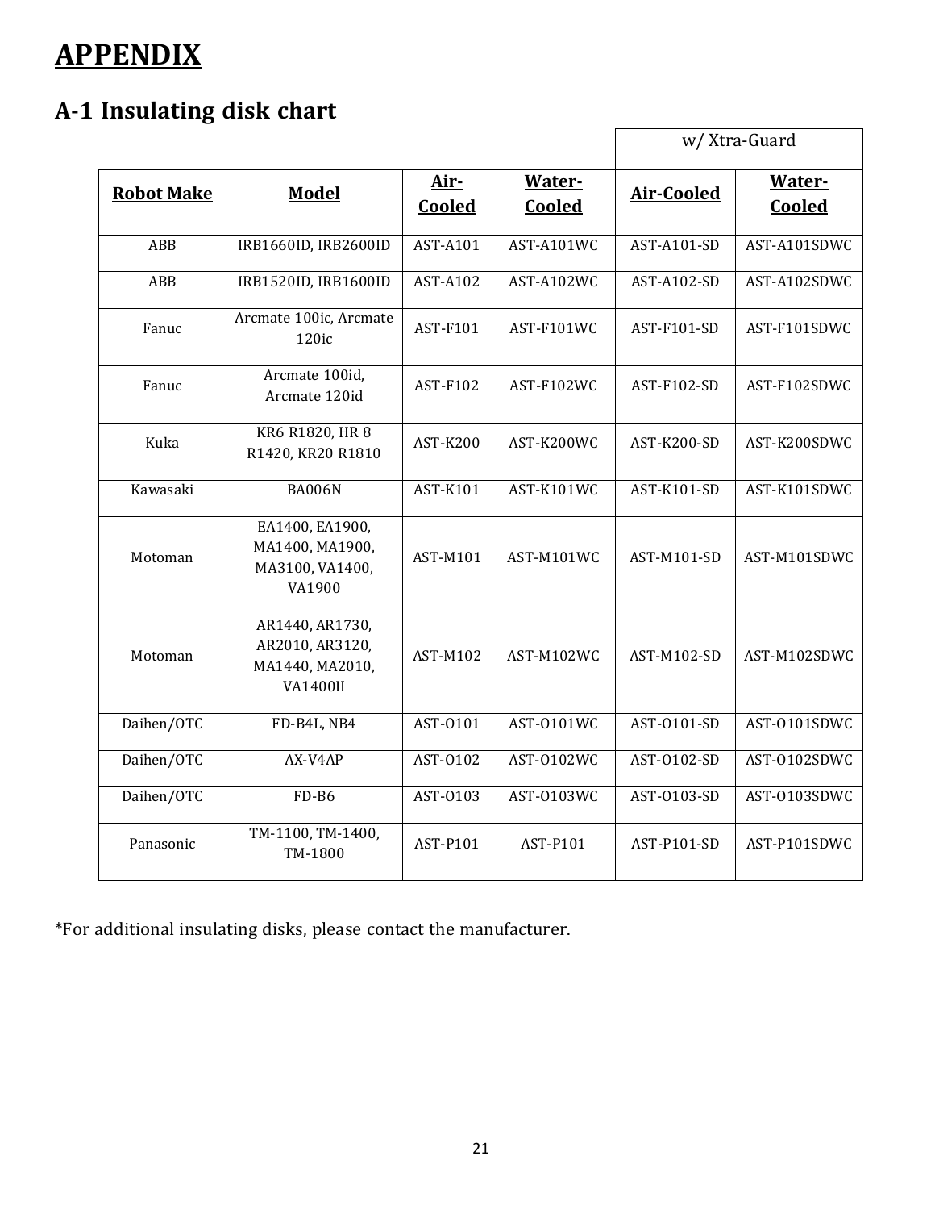# APPENDIX

## A-1 Insulating disk chart

| | | | | w/ Xtra-Guard | |
|---|---|---|---|---|---|
| **Robot Make** | **Model** | **Air-Cooled** | **Water-Cooled** | **Air-Cooled** | **Water-Cooled** |
| ABB | IRB1660ID, IRB2600ID | AST-A101 | AST-A101WC | AST-A101-SD | AST-A101SDWC |
| ABB | IRB1520ID, IRB1600ID | AST-A102 | AST-A102WC | AST-A102-SD | AST-A102SDWC |
| Fanuc | Arcmate 100ic, Arcmate 120ic | AST-F101 | AST-F101WC | AST-F101-SD | AST-F101SDWC |
| Fanuc | Arcmate 100id, Arcmate 120id | AST-F102 | AST-F102WC | AST-F102-SD | AST-F102SDWC |
| Kuka | KR6 R1820, HR 8 R1420, KR20 R1810 | AST-K200 | AST-K200WC | AST-K200-SD | AST-K200SDWC |
| Kawasaki | BA006N | AST-K101 | AST-K101WC | AST-K101-SD | AST-K101SDWC |
| Motoman | EA1400, EA1900, MA1400, MA1900, MA3100, VA1400, VA1900 | AST-M101 | AST-M101WC | AST-M101-SD | AST-M101SDWC |
| Motoman | AR1440, AR1730, AR2010, AR3120, MA1440, MA2010, VA1400II | AST-M102 | AST-M102WC | AST-M102-SD | AST-M102SDWC |
| Daihen/OTC | FD-B4L, NB4 | AST-O101 | AST-O101WC | AST-O101-SD | AST-O101SDWC |
| Daihen/OTC | AX-V4AP | AST-O102 | AST-O102WC | AST-O102-SD | AST-O102SDWC |
| Daihen/OTC | FD-B6 | AST-O103 | AST-O103WC | AST-O103-SD | AST-O103SDWC |
| Panasonic | TM-1100, TM-1400, TM-1800 | AST-P101 | AST-P101 | AST-P101-SD | AST-P101SDWC |

*For additional insulating disks, please contact the manufacturer.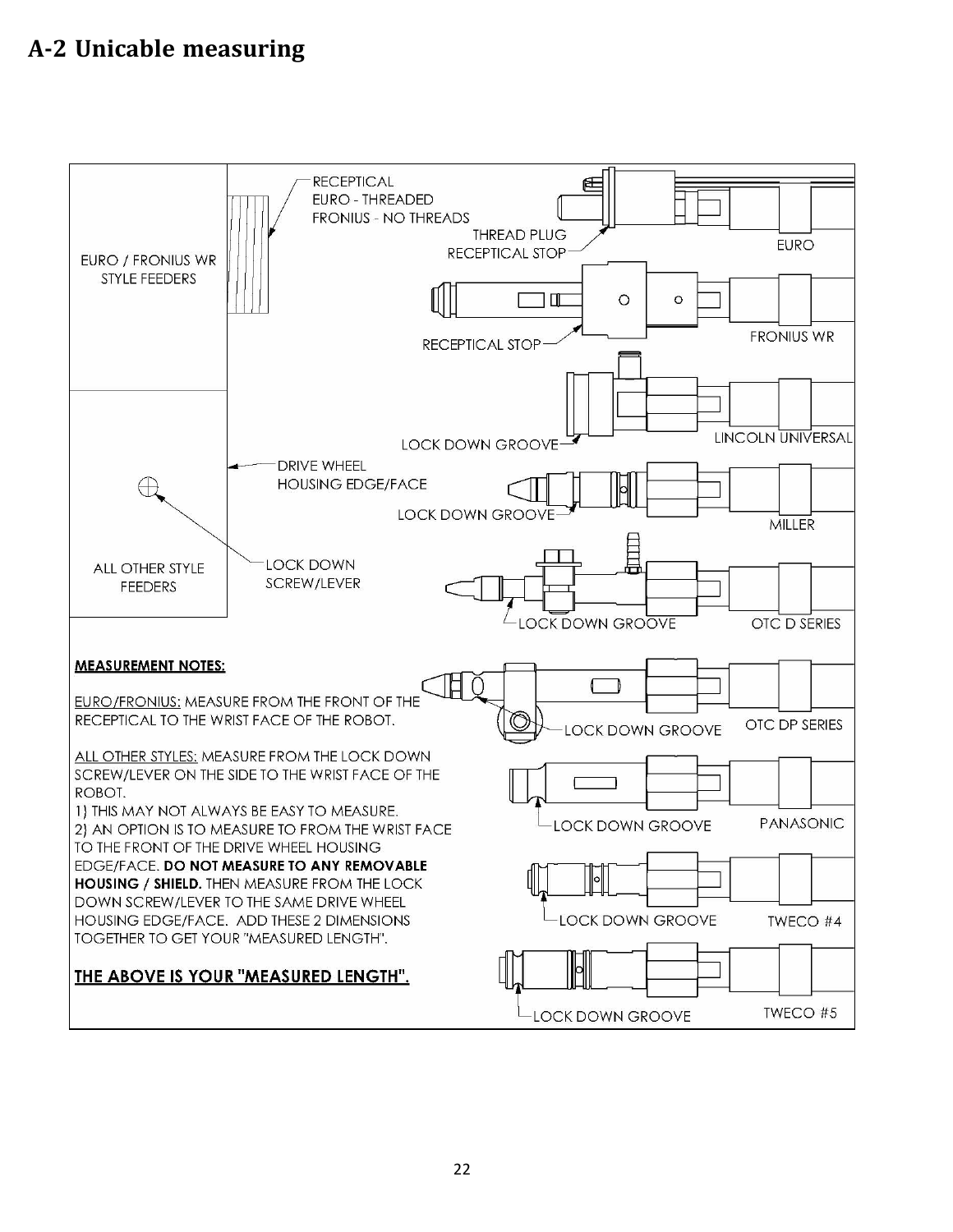# A-2 Unicable measuring

EURO / FRONIUS WR STYLE FEEDERS

ALL OTHER STYLE FEEDERS

RECEPTICAL
EURO - THREADED
FRONIUS - NO THREADS

THREAD PLUG

RECEPTICAL STOP

EURO

RECEPTICAL STOP

FRONIUS WR

LOCK DOWN GROOVE

LINCOLN UNIVERSAL

DRIVE WHEEL HOUSING EDGE/FACE

LOCK DOWN GROOVE

MILLER

LOCK DOWN SCREW/LEVER

LOCK DOWN GROOVE

OTC D SERIES

LOCK DOWN GROOVE

OTC DP SERIES

LOCK DOWN GROOVE

PANASONIC

LOCK DOWN GROOVE

TWECO #4

LOCK DOWN GROOVE

TWECO #5

**MEASUREMENT NOTES:**

EURO/FRONIUS: MEASURE FROM THE FRONT OF THE RECEPTICAL TO THE WRIST FACE OF THE ROBOT.

ALL OTHER STYLES: MEASURE FROM THE LOCK DOWN SCREW/LEVER ON THE SIDE TO THE WRIST FACE OF THE ROBOT.

1) THIS MAY NOT ALWAYS BE EASY TO MEASURE.
2) AN OPTION IS TO MEASURE TO FROM THE WRIST FACE TO THE FRONT OF THE DRIVE WHEEL HOUSING EDGE/FACE. **DO NOT MEASURE TO ANY REMOVABLE HOUSING / SHIELD.** THEN MEASURE FROM THE LOCK DOWN SCREW/LEVER TO THE SAME DRIVE WHEEL HOUSING EDGE/FACE. ADD THESE 2 DIMENSIONS TOGETHER TO GET YOUR "MEASURED LENGTH".

**THE ABOVE IS YOUR "MEASURED LENGTH".**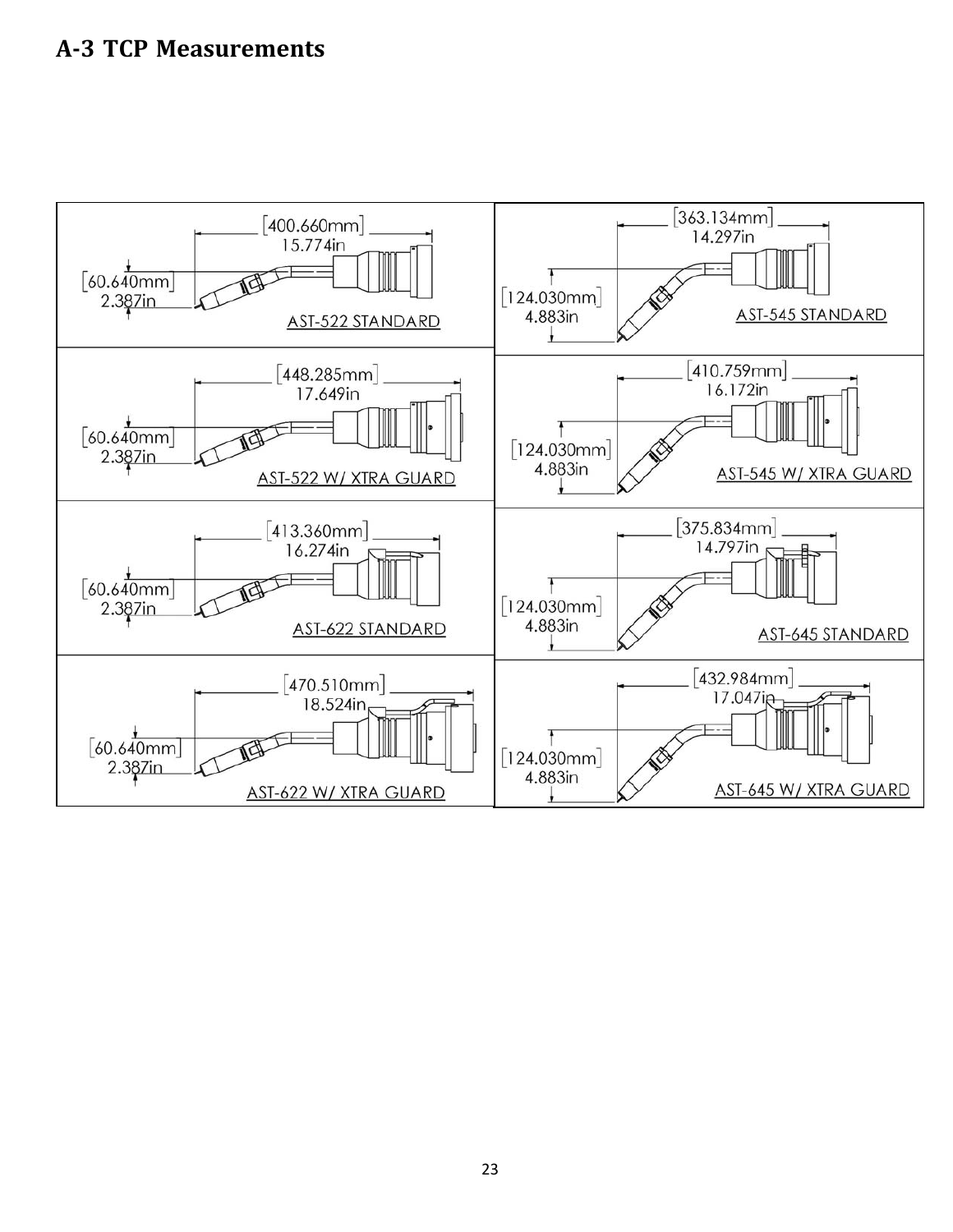## A-3 TCP Measurements

| | |
|---|---|
| [400.660mm] 15.774in<br>[60.640mm] 2.387in<br>AST-522 STANDARD | [363.134mm] 14.297in<br>[124.030mm] 4.883in<br>AST-545 STANDARD |
| [448.285mm] 17.649in<br>[60.640mm] 2.387in<br>AST-522 W/ XTRA GUARD | [410.759mm] 16.172in<br>[124.030mm] 4.883in<br>AST-545 W/ XTRA GUARD |
| [413.360mm] 16.274in<br>[60.640mm] 2.387in<br>AST-622 STANDARD | [375.834mm] 14.797in<br>[124.030mm] 4.883in<br>AST-645 STANDARD |
| [470.510mm] 18.524in<br>[60.640mm] 2.387in<br>AST-622 W/ XTRA GUARD | [432.984mm] 17.047in<br>[124.030mm] 4.883in<br>AST-645 W/ XTRA GUARD |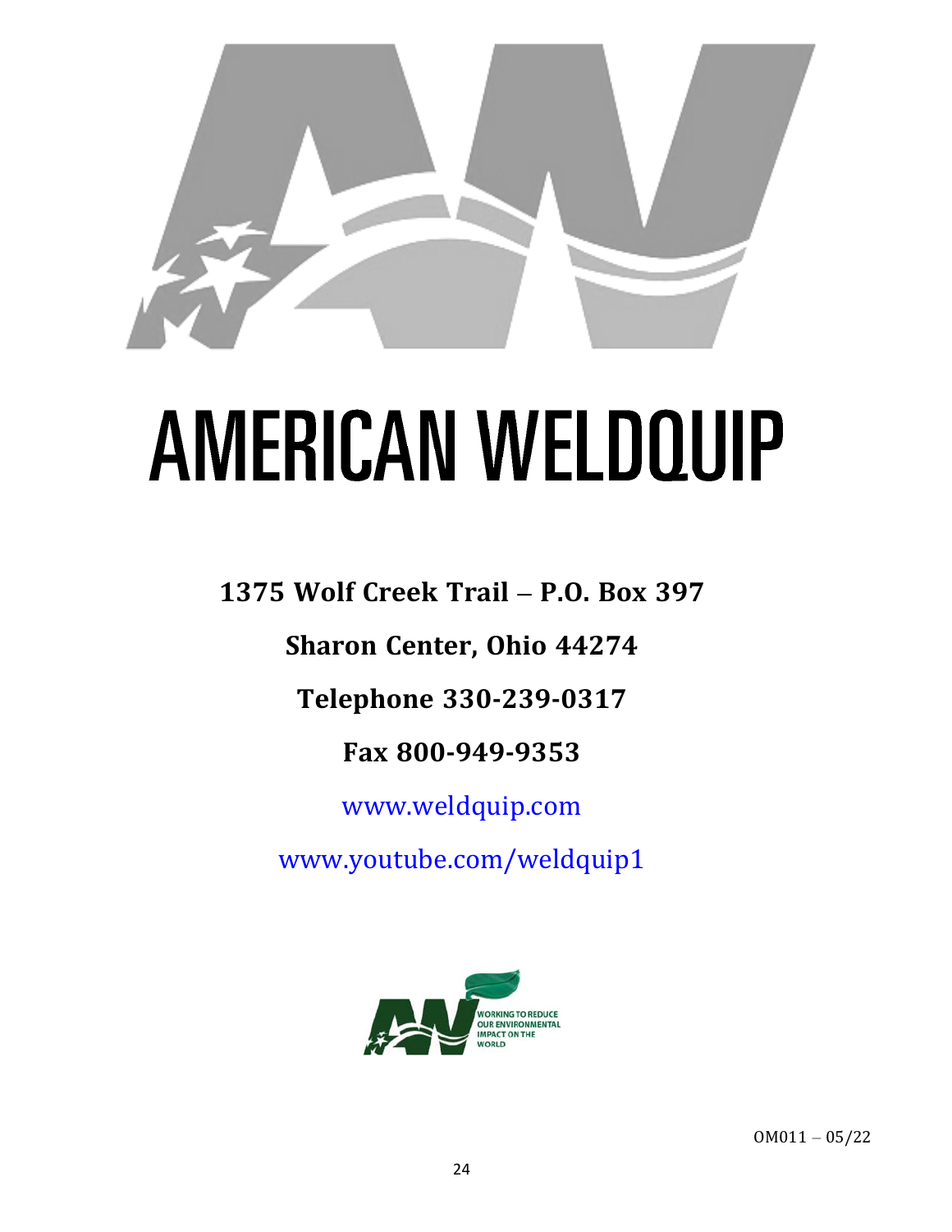# AMERICAN WELDQUIP

**1375 Wolf Creek Trail – P.O. Box 397**

**Sharon Center, Ohio 44274**

**Telephone 330-239-0317**

**Fax 800-949-9353**

www.weldquip.com

www.youtube.com/weldquip1

WORKING TO REDUCE OUR ENVIRONMENTAL IMPACT ON THE WORLD

OM011 – 05/22